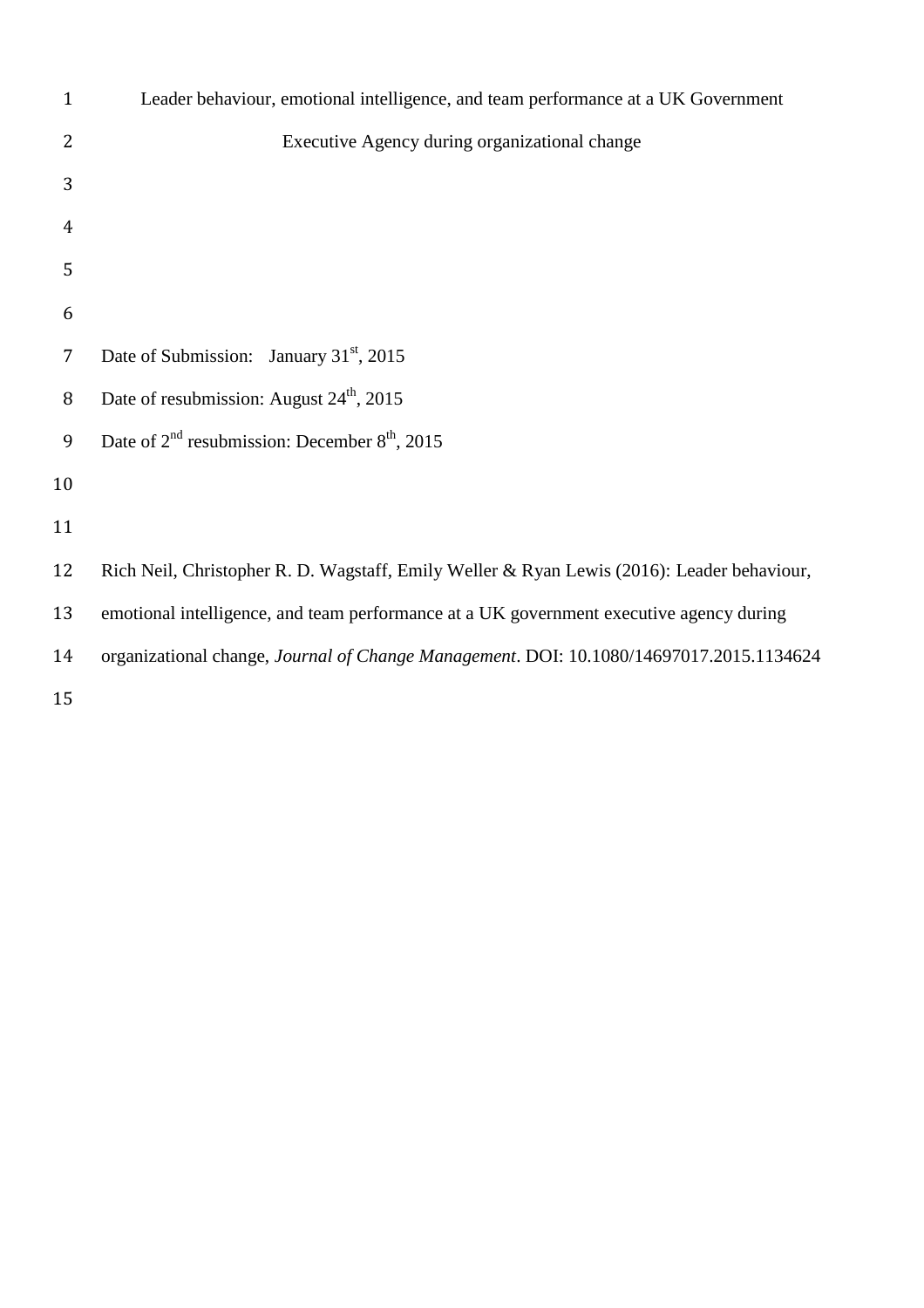# Leader behaviour, emotional intelligence, and team performance at a UK Government Executive Agency during organizational change

Date of Submission: January 31st, 2015

Date of resubmission: August 24th, 2015

Date of 2nd resubmission: December 8th, 2015

Rich Neil, Christopher R. D. Wagstaff, Emily Weller & Ryan Lewis (2016): Leader behaviour, emotional intelligence, and team performance at a UK government executive agency during organizational change, *Journal of Change Management*. DOI: 10.1080/14697017.2015.1134624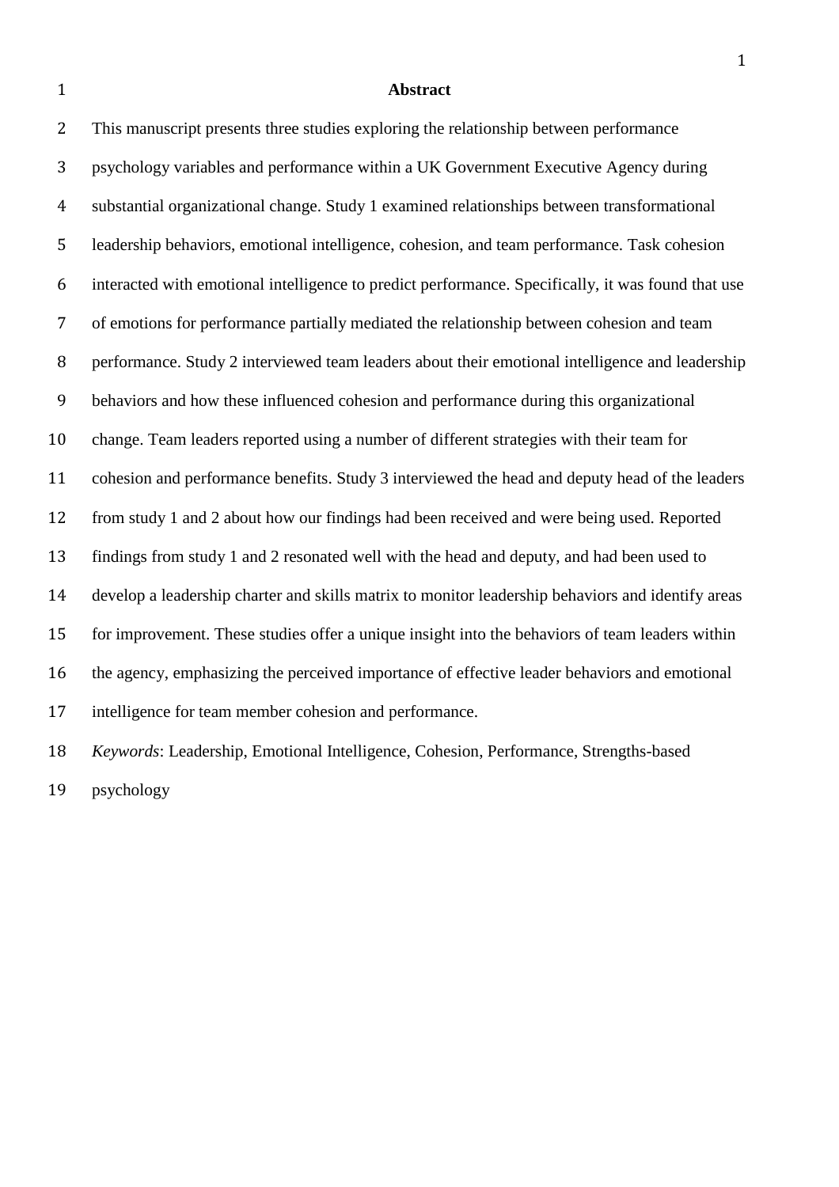## Abstract

This manuscript presents three studies exploring the relationship between performance psychology variables and performance within a UK Government Executive Agency during substantial organizational change. Study 1 examined relationships between transformational leadership behaviors, emotional intelligence, cohesion, and team performance. Task cohesion interacted with emotional intelligence to predict performance. Specifically, it was found that use of emotions for performance partially mediated the relationship between cohesion and team performance. Study 2 interviewed team leaders about their emotional intelligence and leadership behaviors and how these influenced cohesion and performance during this organizational change. Team leaders reported using a number of different strategies with their team for cohesion and performance benefits. Study 3 interviewed the head and deputy head of the leaders from study 1 and 2 about how our findings had been received and were being used. Reported findings from study 1 and 2 resonated well with the head and deputy, and had been used to develop a leadership charter and skills matrix to monitor leadership behaviors and identify areas for improvement. These studies offer a unique insight into the behaviors of team leaders within the agency, emphasizing the perceived importance of effective leader behaviors and emotional intelligence for team member cohesion and performance.

*Keywords*: Leadership, Emotional Intelligence, Cohesion, Performance, Strengths-based psychology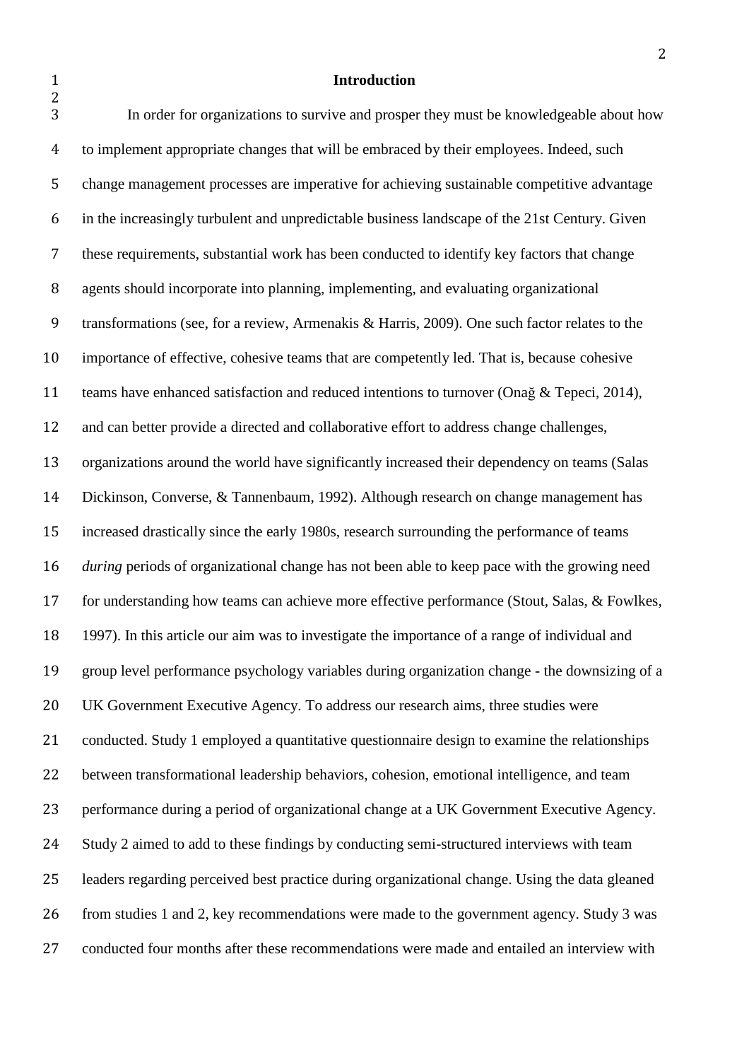## Introduction

In order for organizations to survive and prosper they must be knowledgeable about how to implement appropriate changes that will be embraced by their employees. Indeed, such change management processes are imperative for achieving sustainable competitive advantage in the increasingly turbulent and unpredictable business landscape of the 21st Century. Given these requirements, substantial work has been conducted to identify key factors that change agents should incorporate into planning, implementing, and evaluating organizational transformations (see, for a review, Armenakis & Harris, 2009). One such factor relates to the importance of effective, cohesive teams that are competently led. That is, because cohesive teams have enhanced satisfaction and reduced intentions to turnover (Onağ & Tepeci, 2014), and can better provide a directed and collaborative effort to address change challenges, organizations around the world have significantly increased their dependency on teams (Salas Dickinson, Converse, & Tannenbaum, 1992). Although research on change management has increased drastically since the early 1980s, research surrounding the performance of teams *during* periods of organizational change has not been able to keep pace with the growing need for understanding how teams can achieve more effective performance (Stout, Salas, & Fowlkes, 1997). In this article our aim was to investigate the importance of a range of individual and group level performance psychology variables during organization change - the downsizing of a UK Government Executive Agency. To address our research aims, three studies were conducted. Study 1 employed a quantitative questionnaire design to examine the relationships between transformational leadership behaviors, cohesion, emotional intelligence, and team performance during a period of organizational change at a UK Government Executive Agency. Study 2 aimed to add to these findings by conducting semi-structured interviews with team leaders regarding perceived best practice during organizational change. Using the data gleaned from studies 1 and 2, key recommendations were made to the government agency. Study 3 was conducted four months after these recommendations were made and entailed an interview with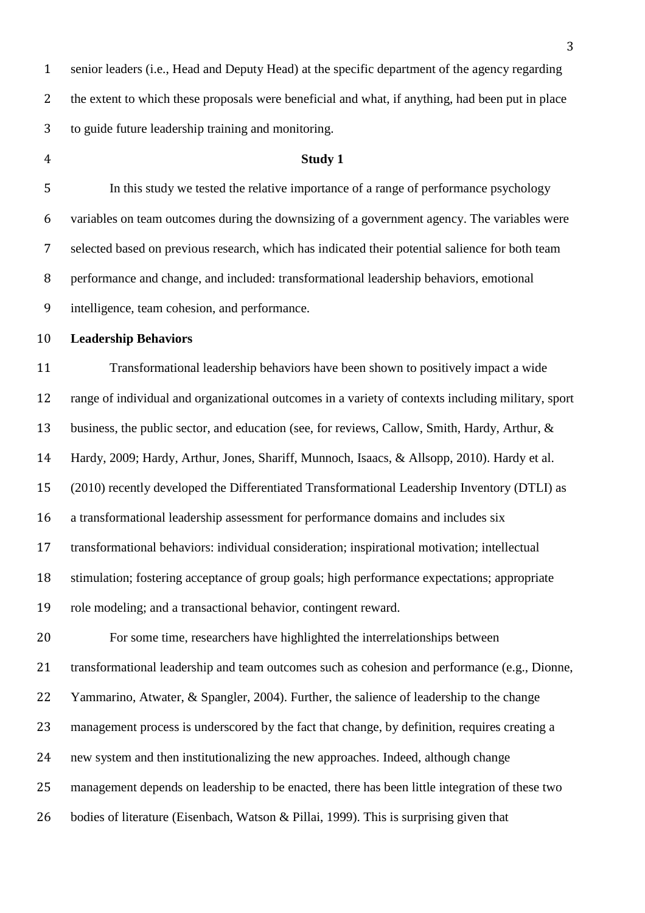senior leaders (i.e., Head and Deputy Head) at the specific department of the agency regarding the extent to which these proposals were beneficial and what, if anything, had been put in place to guide future leadership training and monitoring.

## Study 1

In this study we tested the relative importance of a range of performance psychology variables on team outcomes during the downsizing of a government agency. The variables were selected based on previous research, which has indicated their potential salience for both team performance and change, and included: transformational leadership behaviors, emotional intelligence, team cohesion, and performance.

### Leadership Behaviors

Transformational leadership behaviors have been shown to positively impact a wide range of individual and organizational outcomes in a variety of contexts including military, sport business, the public sector, and education (see, for reviews, Callow, Smith, Hardy, Arthur, & Hardy, 2009; Hardy, Arthur, Jones, Shariff, Munnoch, Isaacs, & Allsopp, 2010). Hardy et al. (2010) recently developed the Differentiated Transformational Leadership Inventory (DTLI) as a transformational leadership assessment for performance domains and includes six transformational behaviors: individual consideration; inspirational motivation; intellectual stimulation; fostering acceptance of group goals; high performance expectations; appropriate role modeling; and a transactional behavior, contingent reward.

For some time, researchers have highlighted the interrelationships between transformational leadership and team outcomes such as cohesion and performance (e.g., Dionne, Yammarino, Atwater, & Spangler, 2004). Further, the salience of leadership to the change management process is underscored by the fact that change, by definition, requires creating a new system and then institutionalizing the new approaches. Indeed, although change management depends on leadership to be enacted, there has been little integration of these two bodies of literature (Eisenbach, Watson & Pillai, 1999). This is surprising given that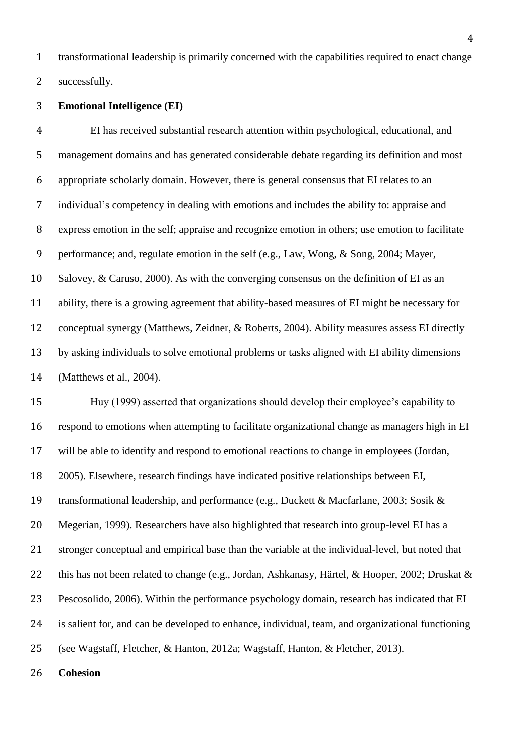transformational leadership is primarily concerned with the capabilities required to enact change successfully.

**Emotional Intelligence (EI)**

EI has received substantial research attention within psychological, educational, and management domains and has generated considerable debate regarding its definition and most appropriate scholarly domain. However, there is general consensus that EI relates to an individual's competency in dealing with emotions and includes the ability to: appraise and express emotion in the self; appraise and recognize emotion in others; use emotion to facilitate performance; and, regulate emotion in the self (e.g., Law, Wong, & Song, 2004; Mayer, Salovey, & Caruso, 2000). As with the converging consensus on the definition of EI as an ability, there is a growing agreement that ability-based measures of EI might be necessary for conceptual synergy (Matthews, Zeidner, & Roberts, 2004). Ability measures assess EI directly by asking individuals to solve emotional problems or tasks aligned with EI ability dimensions (Matthews et al., 2004).

Huy (1999) asserted that organizations should develop their employee's capability to respond to emotions when attempting to facilitate organizational change as managers high in EI will be able to identify and respond to emotional reactions to change in employees (Jordan, 2005). Elsewhere, research findings have indicated positive relationships between EI, transformational leadership, and performance (e.g., Duckett & Macfarlane, 2003; Sosik & Megerian, 1999). Researchers have also highlighted that research into group-level EI has a stronger conceptual and empirical base than the variable at the individual-level, but noted that this has not been related to change (e.g., Jordan, Ashkanasy, Härtel, & Hooper, 2002; Druskat & Pescosolido, 2006). Within the performance psychology domain, research has indicated that EI is salient for, and can be developed to enhance, individual, team, and organizational functioning (see Wagstaff, Fletcher, & Hanton, 2012a; Wagstaff, Hanton, & Fletcher, 2013).

**Cohesion**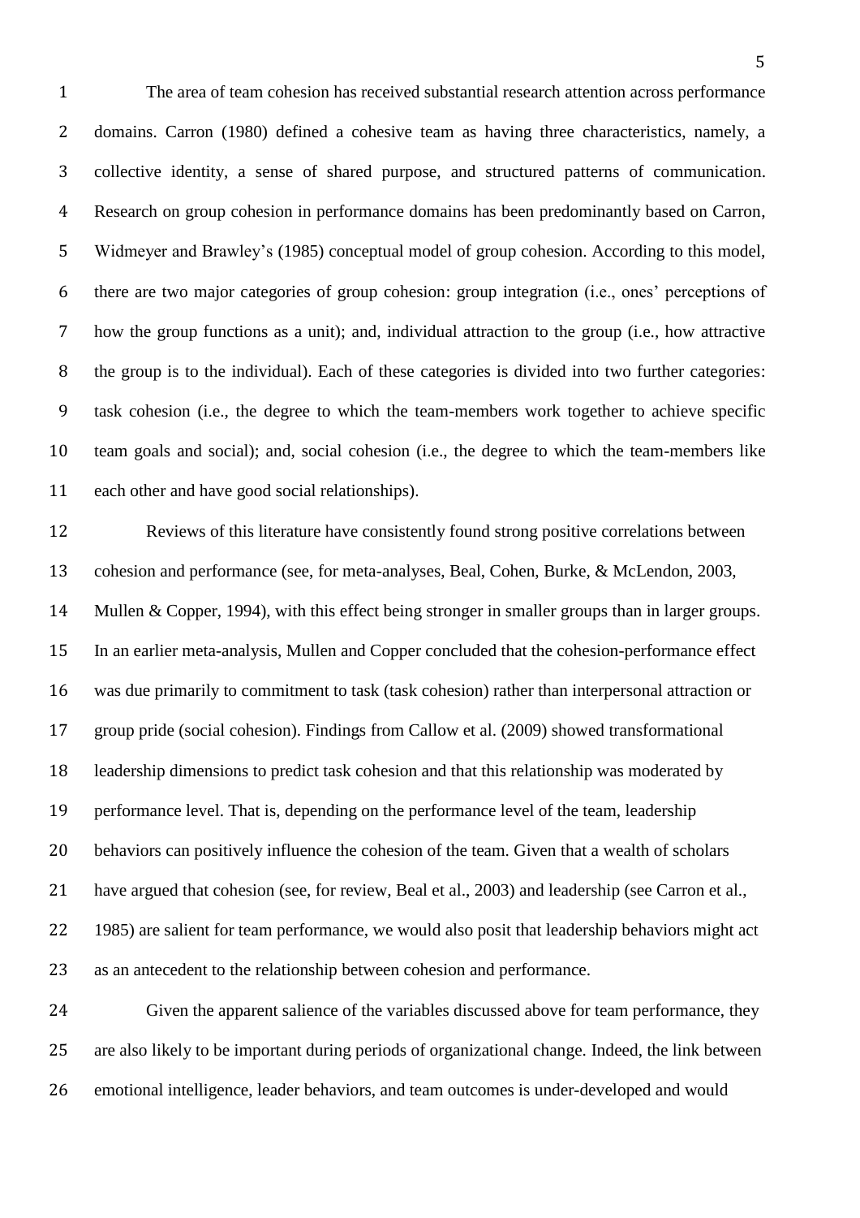The area of team cohesion has received substantial research attention across performance domains. Carron (1980) defined a cohesive team as having three characteristics, namely, a collective identity, a sense of shared purpose, and structured patterns of communication. Research on group cohesion in performance domains has been predominantly based on Carron, Widmeyer and Brawley's (1985) conceptual model of group cohesion. According to this model, there are two major categories of group cohesion: group integration (i.e., ones' perceptions of how the group functions as a unit); and, individual attraction to the group (i.e., how attractive the group is to the individual). Each of these categories is divided into two further categories: task cohesion (i.e., the degree to which the team-members work together to achieve specific team goals and social); and, social cohesion (i.e., the degree to which the team-members like each other and have good social relationships).

Reviews of this literature have consistently found strong positive correlations between cohesion and performance (see, for meta-analyses, Beal, Cohen, Burke, & McLendon, 2003, Mullen & Copper, 1994), with this effect being stronger in smaller groups than in larger groups. In an earlier meta-analysis, Mullen and Copper concluded that the cohesion-performance effect was due primarily to commitment to task (task cohesion) rather than interpersonal attraction or group pride (social cohesion). Findings from Callow et al. (2009) showed transformational leadership dimensions to predict task cohesion and that this relationship was moderated by performance level. That is, depending on the performance level of the team, leadership behaviors can positively influence the cohesion of the team. Given that a wealth of scholars have argued that cohesion (see, for review, Beal et al., 2003) and leadership (see Carron et al., 1985) are salient for team performance, we would also posit that leadership behaviors might act as an antecedent to the relationship between cohesion and performance.

Given the apparent salience of the variables discussed above for team performance, they are also likely to be important during periods of organizational change. Indeed, the link between emotional intelligence, leader behaviors, and team outcomes is under-developed and would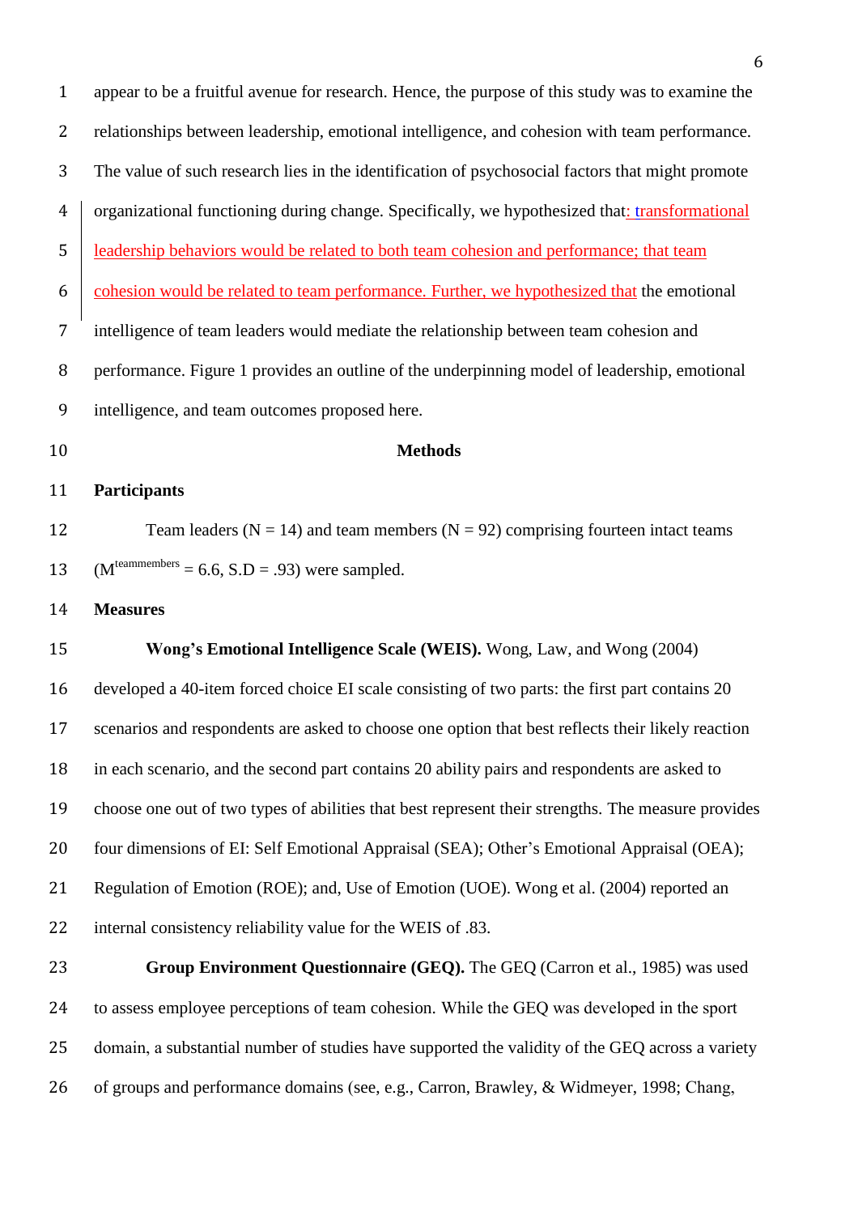appear to be a fruitful avenue for research. Hence, the purpose of this study was to examine the relationships between leadership, emotional intelligence, and cohesion with team performance. The value of such research lies in the identification of psychosocial factors that might promote organizational functioning during change. Specifically, we hypothesized that: transformational leadership behaviors would be related to both team cohesion and performance; that team cohesion would be related to team performance. Further, we hypothesized that the emotional intelligence of team leaders would mediate the relationship between team cohesion and performance. Figure 1 provides an outline of the underpinning model of leadership, emotional intelligence, and team outcomes proposed here.

# Methods

## Participants

Team leaders (N = 14) and team members (N = 92) comprising fourteen intact teams ($M^{teammembers}$ = 6.6, S.D = .93) were sampled.

## Measures

**Wong's Emotional Intelligence Scale (WEIS).** Wong, Law, and Wong (2004) developed a 40-item forced choice EI scale consisting of two parts: the first part contains 20 scenarios and respondents are asked to choose one option that best reflects their likely reaction in each scenario, and the second part contains 20 ability pairs and respondents are asked to choose one out of two types of abilities that best represent their strengths. The measure provides four dimensions of EI: Self Emotional Appraisal (SEA); Other's Emotional Appraisal (OEA); Regulation of Emotion (ROE); and, Use of Emotion (UOE). Wong et al. (2004) reported an internal consistency reliability value for the WEIS of .83.

**Group Environment Questionnaire (GEQ).** The GEQ (Carron et al., 1985) was used to assess employee perceptions of team cohesion. While the GEQ was developed in the sport domain, a substantial number of studies have supported the validity of the GEQ across a variety of groups and performance domains (see, e.g., Carron, Brawley, & Widmeyer, 1998; Chang,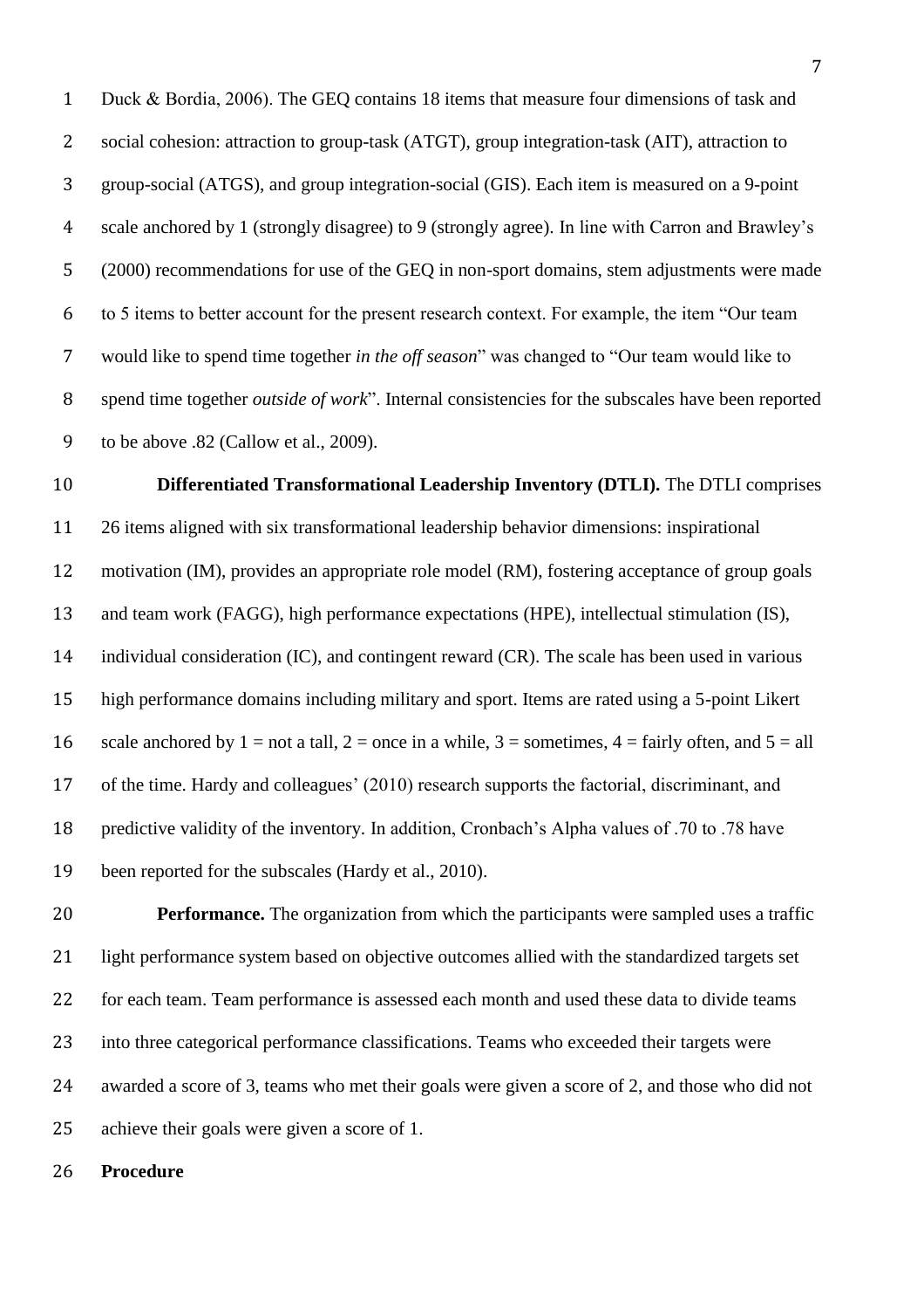Duck & Bordia, 2006). The GEQ contains 18 items that measure four dimensions of task and social cohesion: attraction to group-task (ATGT), group integration-task (AIT), attraction to group-social (ATGS), and group integration-social (GIS). Each item is measured on a 9-point scale anchored by 1 (strongly disagree) to 9 (strongly agree). In line with Carron and Brawley's (2000) recommendations for use of the GEQ in non-sport domains, stem adjustments were made to 5 items to better account for the present research context. For example, the item "Our team would like to spend time together *in the off season*" was changed to "Our team would like to spend time together *outside of work*". Internal consistencies for the subscales have been reported to be above .82 (Callow et al., 2009).

**Differentiated Transformational Leadership Inventory (DTLI).** The DTLI comprises 26 items aligned with six transformational leadership behavior dimensions: inspirational motivation (IM), provides an appropriate role model (RM), fostering acceptance of group goals and team work (FAGG), high performance expectations (HPE), intellectual stimulation (IS), individual consideration (IC), and contingent reward (CR). The scale has been used in various high performance domains including military and sport. Items are rated using a 5-point Likert scale anchored by 1 = not a tall, 2 = once in a while, 3 = sometimes, 4 = fairly often, and 5 = all of the time. Hardy and colleagues' (2010) research supports the factorial, discriminant, and predictive validity of the inventory. In addition, Cronbach's Alpha values of .70 to .78 have been reported for the subscales (Hardy et al., 2010).

**Performance.** The organization from which the participants were sampled uses a traffic light performance system based on objective outcomes allied with the standardized targets set for each team. Team performance is assessed each month and used these data to divide teams into three categorical performance classifications. Teams who exceeded their targets were awarded a score of 3, teams who met their goals were given a score of 2, and those who did not achieve their goals were given a score of 1.

## Procedure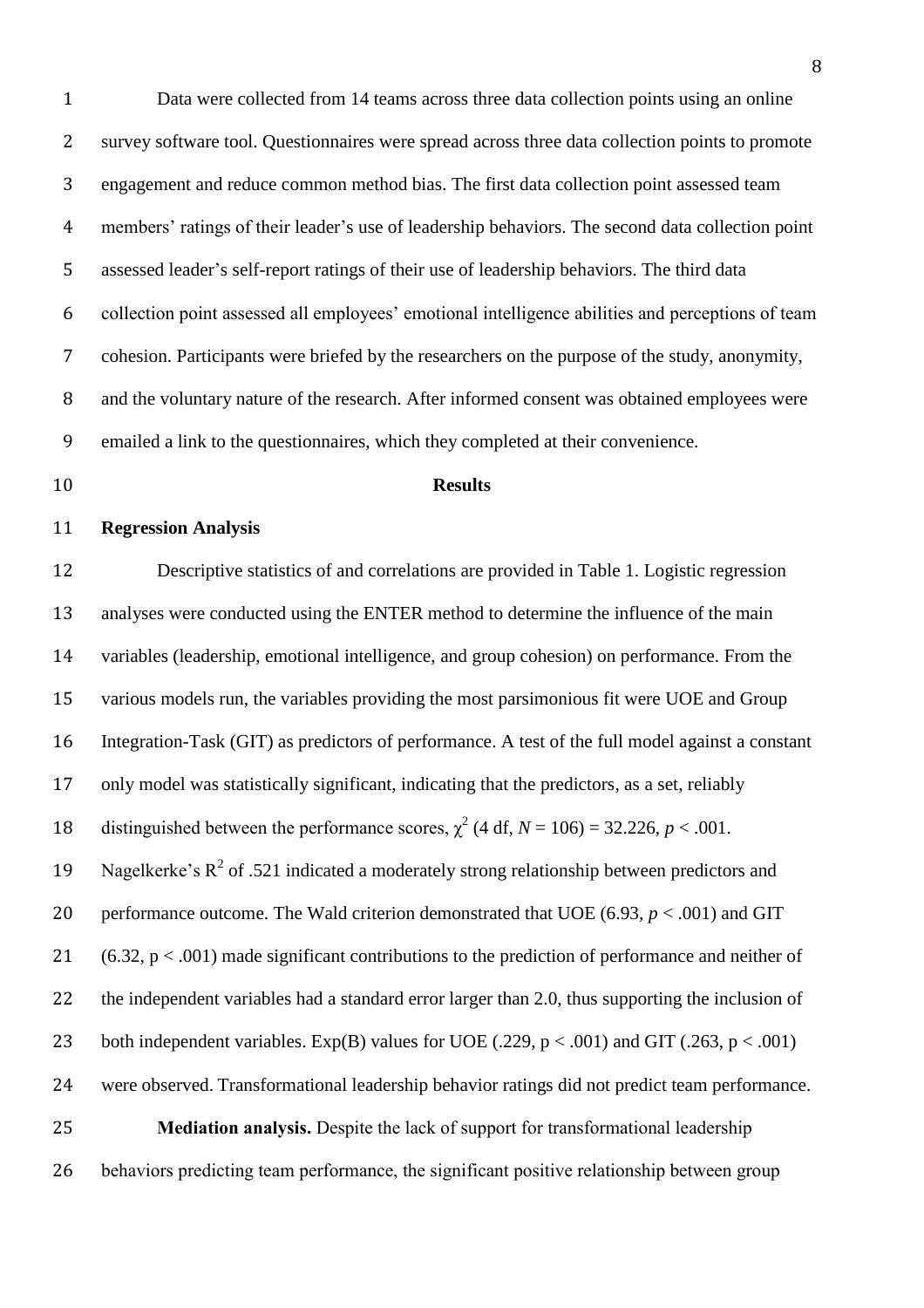Data were collected from 14 teams across three data collection points using an online survey software tool. Questionnaires were spread across three data collection points to promote engagement and reduce common method bias. The first data collection point assessed team members' ratings of their leader's use of leadership behaviors. The second data collection point assessed leader's self-report ratings of their use of leadership behaviors. The third data collection point assessed all employees' emotional intelligence abilities and perceptions of team cohesion. Participants were briefed by the researchers on the purpose of the study, anonymity, and the voluntary nature of the research. After informed consent was obtained employees were emailed a link to the questionnaires, which they completed at their convenience.

## Results

### Regression Analysis

Descriptive statistics of and correlations are provided in Table 1. Logistic regression analyses were conducted using the ENTER method to determine the influence of the main variables (leadership, emotional intelligence, and group cohesion) on performance. From the various models run, the variables providing the most parsimonious fit were UOE and Group Integration-Task (GIT) as predictors of performance. A test of the full model against a constant only model was statistically significant, indicating that the predictors, as a set, reliably distinguished between the performance scores, $\chi^2$ (4 df, $N$ = 106) = 32.226, $p < .001$. Nagelkerke's $R^2$ of .521 indicated a moderately strong relationship between predictors and performance outcome. The Wald criterion demonstrated that UOE (6.93, $p < .001$) and GIT (6.32, $p < .001$) made significant contributions to the prediction of performance and neither of the independent variables had a standard error larger than 2.0, thus supporting the inclusion of both independent variables. Exp(B) values for UOE (.229, $p < .001$) and GIT (.263, $p < .001$) were observed. Transformational leadership behavior ratings did not predict team performance.

**Mediation analysis.** Despite the lack of support for transformational leadership behaviors predicting team performance, the significant positive relationship between group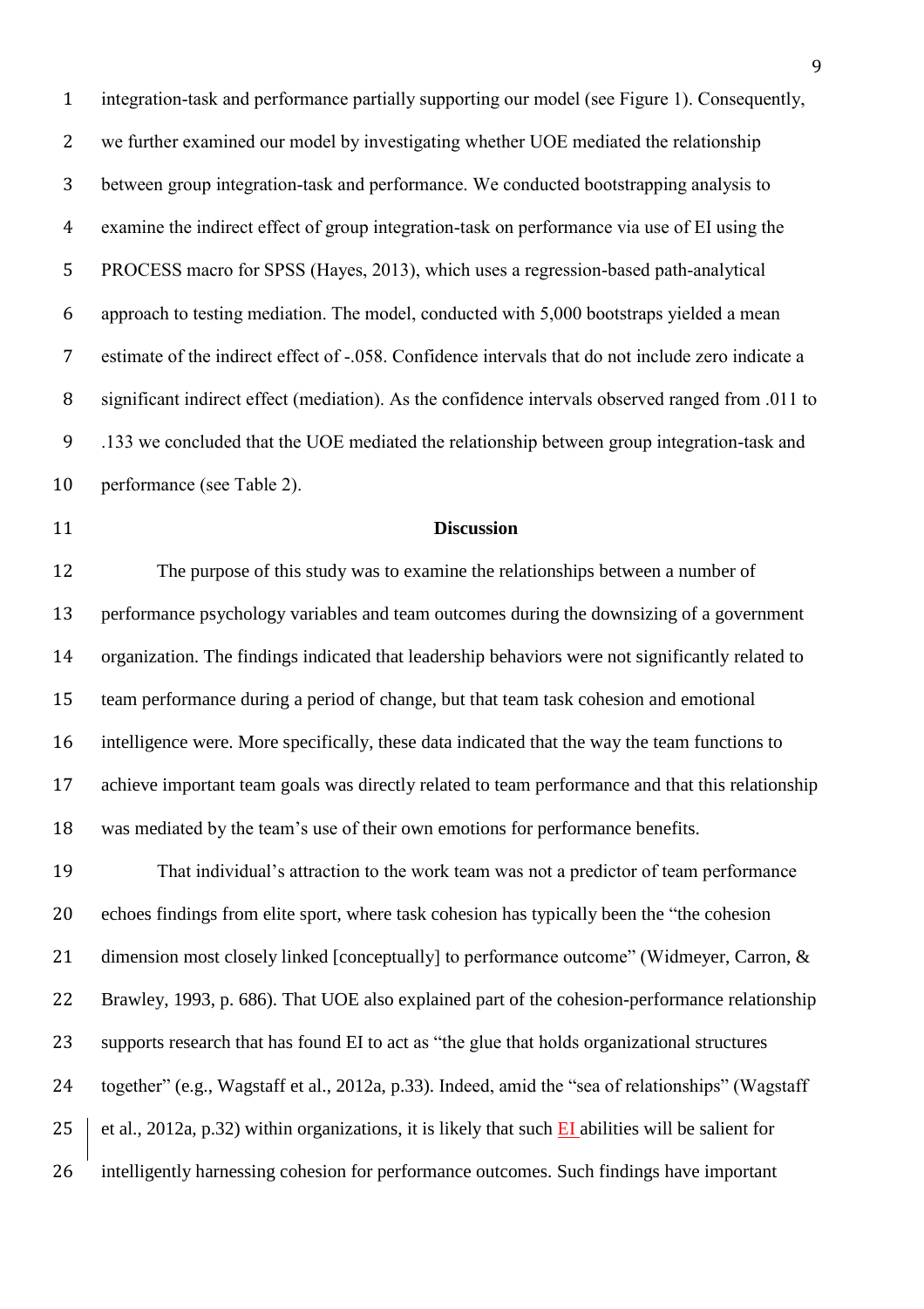integration-task and performance partially supporting our model (see Figure 1). Consequently, we further examined our model by investigating whether UOE mediated the relationship between group integration-task and performance. We conducted bootstrapping analysis to examine the indirect effect of group integration-task on performance via use of EI using the PROCESS macro for SPSS (Hayes, 2013), which uses a regression-based path-analytical approach to testing mediation. The model, conducted with 5,000 bootstraps yielded a mean estimate of the indirect effect of -.058. Confidence intervals that do not include zero indicate a significant indirect effect (mediation). As the confidence intervals observed ranged from .011 to .133 we concluded that the UOE mediated the relationship between group integration-task and performance (see Table 2).

## Discussion

The purpose of this study was to examine the relationships between a number of performance psychology variables and team outcomes during the downsizing of a government organization. The findings indicated that leadership behaviors were not significantly related to team performance during a period of change, but that team task cohesion and emotional intelligence were. More specifically, these data indicated that the way the team functions to achieve important team goals was directly related to team performance and that this relationship was mediated by the team's use of their own emotions for performance benefits.

That individual's attraction to the work team was not a predictor of team performance echoes findings from elite sport, where task cohesion has typically been the "the cohesion dimension most closely linked [conceptually] to performance outcome" (Widmeyer, Carron, & Brawley, 1993, p. 686). That UOE also explained part of the cohesion-performance relationship supports research that has found EI to act as "the glue that holds organizational structures together" (e.g., Wagstaff et al., 2012a, p.33). Indeed, amid the "sea of relationships" (Wagstaff et al., 2012a, p.32) within organizations, it is likely that such EI abilities will be salient for intelligently harnessing cohesion for performance outcomes. Such findings have important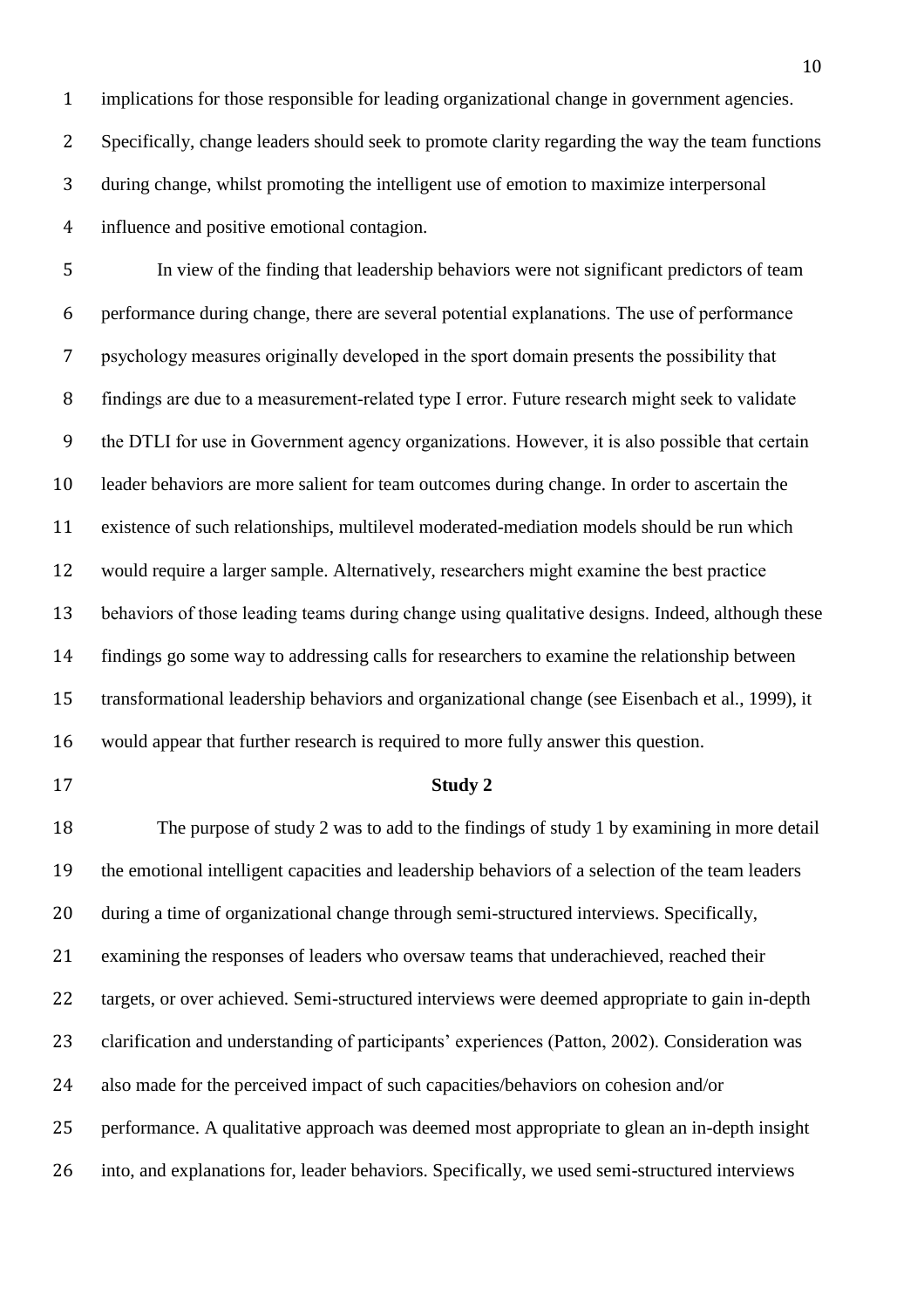implications for those responsible for leading organizational change in government agencies. Specifically, change leaders should seek to promote clarity regarding the way the team functions during change, whilst promoting the intelligent use of emotion to maximize interpersonal influence and positive emotional contagion.

In view of the finding that leadership behaviors were not significant predictors of team performance during change, there are several potential explanations. The use of performance psychology measures originally developed in the sport domain presents the possibility that findings are due to a measurement-related type I error. Future research might seek to validate the DTLI for use in Government agency organizations. However, it is also possible that certain leader behaviors are more salient for team outcomes during change. In order to ascertain the existence of such relationships, multilevel moderated-mediation models should be run which would require a larger sample. Alternatively, researchers might examine the best practice behaviors of those leading teams during change using qualitative designs. Indeed, although these findings go some way to addressing calls for researchers to examine the relationship between transformational leadership behaviors and organizational change (see Eisenbach et al., 1999), it would appear that further research is required to more fully answer this question.

## Study 2

The purpose of study 2 was to add to the findings of study 1 by examining in more detail the emotional intelligent capacities and leadership behaviors of a selection of the team leaders during a time of organizational change through semi-structured interviews. Specifically, examining the responses of leaders who oversaw teams that underachieved, reached their targets, or over achieved. Semi-structured interviews were deemed appropriate to gain in-depth clarification and understanding of participants' experiences (Patton, 2002). Consideration was also made for the perceived impact of such capacities/behaviors on cohesion and/or performance. A qualitative approach was deemed most appropriate to glean an in-depth insight into, and explanations for, leader behaviors. Specifically, we used semi-structured interviews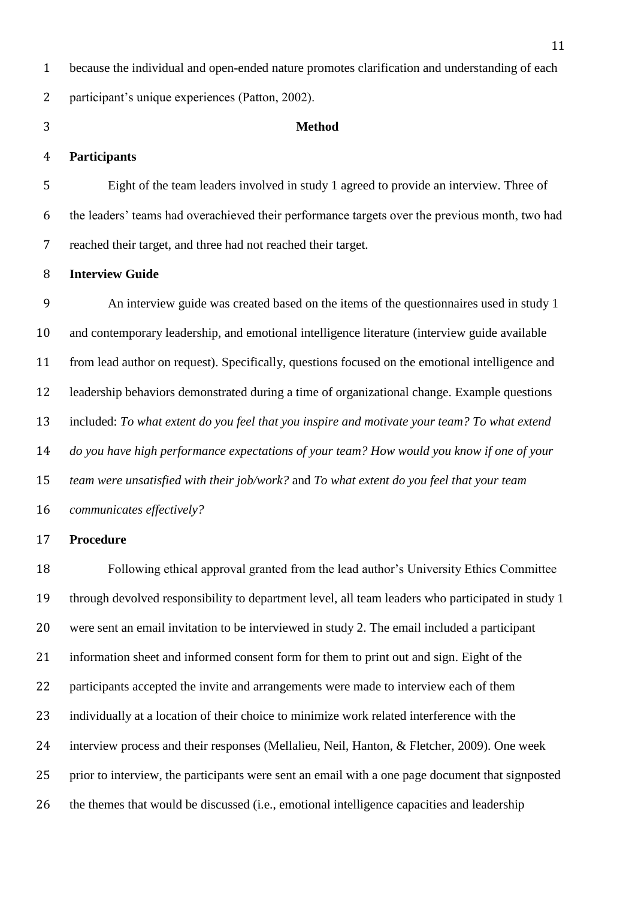because the individual and open-ended nature promotes clarification and understanding of each participant's unique experiences (Patton, 2002).

## Method

### Participants

Eight of the team leaders involved in study 1 agreed to provide an interview. Three of the leaders' teams had overachieved their performance targets over the previous month, two had reached their target, and three had not reached their target.

### Interview Guide

An interview guide was created based on the items of the questionnaires used in study 1 and contemporary leadership, and emotional intelligence literature (interview guide available from lead author on request). Specifically, questions focused on the emotional intelligence and leadership behaviors demonstrated during a time of organizational change. Example questions included: *To what extent do you feel that you inspire and motivate your team? To what extend do you have high performance expectations of your team? How would you know if one of your team were unsatisfied with their job/work?* and *To what extent do you feel that your team communicates effectively?*

### Procedure

Following ethical approval granted from the lead author's University Ethics Committee through devolved responsibility to department level, all team leaders who participated in study 1 were sent an email invitation to be interviewed in study 2. The email included a participant information sheet and informed consent form for them to print out and sign. Eight of the participants accepted the invite and arrangements were made to interview each of them individually at a location of their choice to minimize work related interference with the interview process and their responses (Mellalieu, Neil, Hanton, & Fletcher, 2009). One week prior to interview, the participants were sent an email with a one page document that signposted the themes that would be discussed (i.e., emotional intelligence capacities and leadership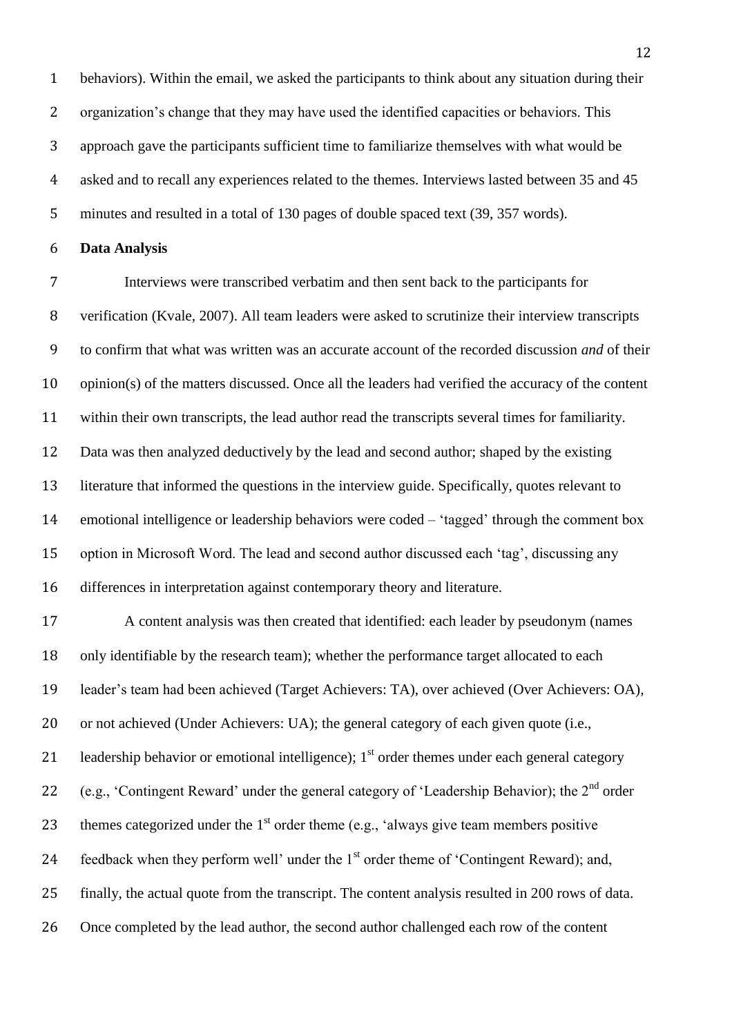behaviors). Within the email, we asked the participants to think about any situation during their organization's change that they may have used the identified capacities or behaviors. This approach gave the participants sufficient time to familiarize themselves with what would be asked and to recall any experiences related to the themes. Interviews lasted between 35 and 45 minutes and resulted in a total of 130 pages of double spaced text (39, 357 words).

**Data Analysis**

Interviews were transcribed verbatim and then sent back to the participants for verification (Kvale, 2007). All team leaders were asked to scrutinize their interview transcripts to confirm that what was written was an accurate account of the recorded discussion *and* of their opinion(s) of the matters discussed. Once all the leaders had verified the accuracy of the content within their own transcripts, the lead author read the transcripts several times for familiarity. Data was then analyzed deductively by the lead and second author; shaped by the existing literature that informed the questions in the interview guide. Specifically, quotes relevant to emotional intelligence or leadership behaviors were coded – 'tagged' through the comment box option in Microsoft Word. The lead and second author discussed each 'tag', discussing any differences in interpretation against contemporary theory and literature.

A content analysis was then created that identified: each leader by pseudonym (names only identifiable by the research team); whether the performance target allocated to each leader's team had been achieved (Target Achievers: TA), over achieved (Over Achievers: OA), or not achieved (Under Achievers: UA); the general category of each given quote (i.e., leadership behavior or emotional intelligence); 1st order themes under each general category (e.g., 'Contingent Reward' under the general category of 'Leadership Behavior); the 2nd order themes categorized under the 1st order theme (e.g., 'always give team members positive feedback when they perform well' under the 1st order theme of 'Contingent Reward); and, finally, the actual quote from the transcript. The content analysis resulted in 200 rows of data. Once completed by the lead author, the second author challenged each row of the content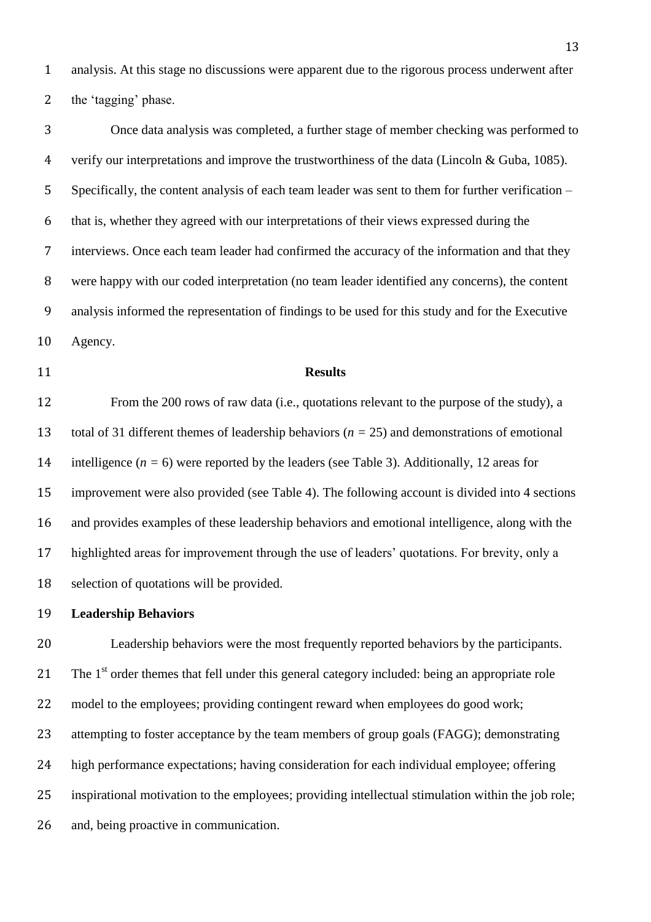analysis. At this stage no discussions were apparent due to the rigorous process underwent after the 'tagging' phase.

Once data analysis was completed, a further stage of member checking was performed to verify our interpretations and improve the trustworthiness of the data (Lincoln & Guba, 1085). Specifically, the content analysis of each team leader was sent to them for further verification – that is, whether they agreed with our interpretations of their views expressed during the interviews. Once each team leader had confirmed the accuracy of the information and that they were happy with our coded interpretation (no team leader identified any concerns), the content analysis informed the representation of findings to be used for this study and for the Executive Agency.

## Results

From the 200 rows of raw data (i.e., quotations relevant to the purpose of the study), a total of 31 different themes of leadership behaviors ($n$ = 25) and demonstrations of emotional intelligence ($n$ = 6) were reported by the leaders (see Table 3). Additionally, 12 areas for improvement were also provided (see Table 4). The following account is divided into 4 sections and provides examples of these leadership behaviors and emotional intelligence, along with the highlighted areas for improvement through the use of leaders' quotations. For brevity, only a selection of quotations will be provided.

### Leadership Behaviors

Leadership behaviors were the most frequently reported behaviors by the participants. The 1st order themes that fell under this general category included: being an appropriate role model to the employees; providing contingent reward when employees do good work; attempting to foster acceptance by the team members of group goals (FAGG); demonstrating high performance expectations; having consideration for each individual employee; offering inspirational motivation to the employees; providing intellectual stimulation within the job role; and, being proactive in communication.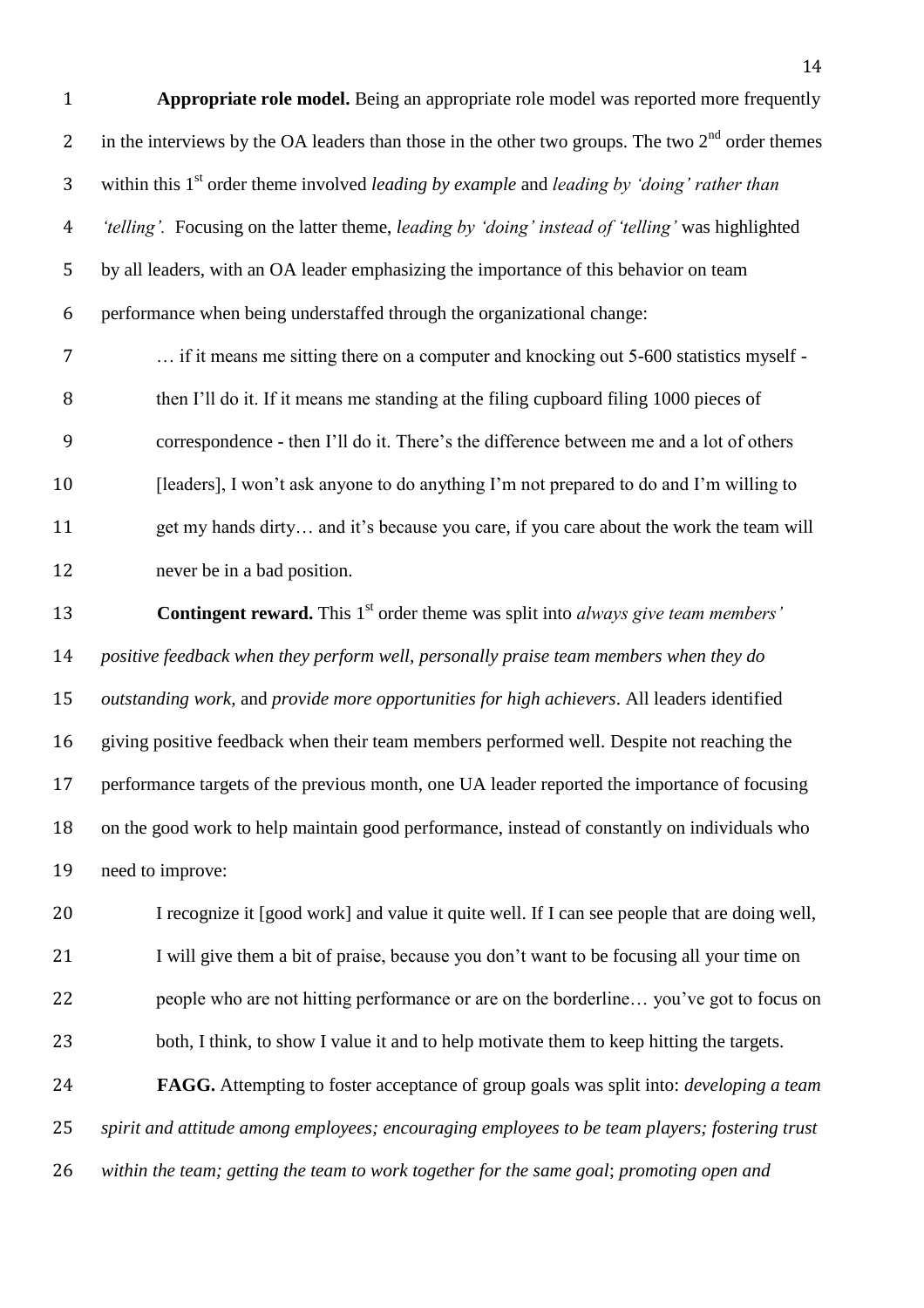**Appropriate role model.** Being an appropriate role model was reported more frequently in the interviews by the OA leaders than those in the other two groups. The two 2nd order themes within this 1st order theme involved *leading by example* and *leading by 'doing' rather than 'telling'.* Focusing on the latter theme, *leading by 'doing' instead of 'telling'* was highlighted by all leaders, with an OA leader emphasizing the importance of this behavior on team performance when being understaffed through the organizational change:

> … if it means me sitting there on a computer and knocking out 5-600 statistics myself - then I'll do it. If it means me standing at the filing cupboard filing 1000 pieces of correspondence - then I'll do it. There's the difference between me and a lot of others [leaders], I won't ask anyone to do anything I'm not prepared to do and I'm willing to get my hands dirty… and it's because you care, if you care about the work the team will never be in a bad position.

**Contingent reward.** This 1st order theme was split into *always give team members' positive feedback when they perform well, personally praise team members when they do outstanding work,* and *provide more opportunities for high achievers*. All leaders identified giving positive feedback when their team members performed well. Despite not reaching the performance targets of the previous month, one UA leader reported the importance of focusing on the good work to help maintain good performance, instead of constantly on individuals who need to improve:

> I recognize it [good work] and value it quite well. If I can see people that are doing well, I will give them a bit of praise, because you don't want to be focusing all your time on people who are not hitting performance or are on the borderline… you've got to focus on both, I think, to show I value it and to help motivate them to keep hitting the targets.

**FAGG.** Attempting to foster acceptance of group goals was split into: *developing a team spirit and attitude among employees; encouraging employees to be team players; fostering trust within the team; getting the team to work together for the same goal*; *promoting open and*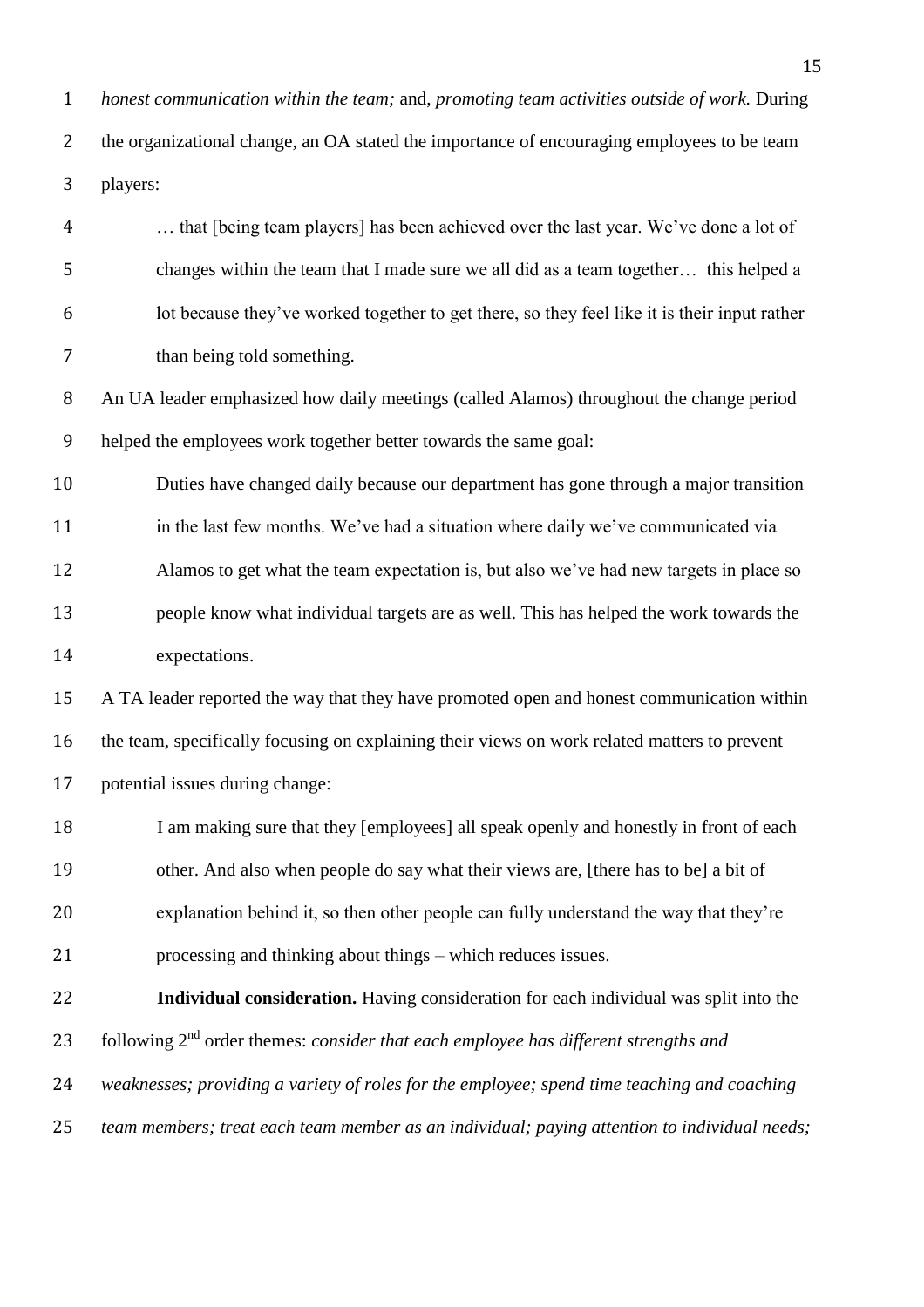*honest communication within the team;* and, *promoting team activities outside of work.* During the organizational change, an OA stated the importance of encouraging employees to be team players:

> … that [being team players] has been achieved over the last year. We've done a lot of changes within the team that I made sure we all did as a team together… this helped a lot because they've worked together to get there, so they feel like it is their input rather than being told something.

An UA leader emphasized how daily meetings (called Alamos) throughout the change period helped the employees work together better towards the same goal:

> Duties have changed daily because our department has gone through a major transition in the last few months. We've had a situation where daily we've communicated via Alamos to get what the team expectation is, but also we've had new targets in place so people know what individual targets are as well. This has helped the work towards the expectations.

A TA leader reported the way that they have promoted open and honest communication within the team, specifically focusing on explaining their views on work related matters to prevent potential issues during change:

> I am making sure that they [employees] all speak openly and honestly in front of each other. And also when people do say what their views are, [there has to be] a bit of explanation behind it, so then other people can fully understand the way that they're processing and thinking about things – which reduces issues.

**Individual consideration.** Having consideration for each individual was split into the following 2nd order themes: *consider that each employee has different strengths and weaknesses; providing a variety of roles for the employee; spend time teaching and coaching team members; treat each team member as an individual; paying attention to individual needs;*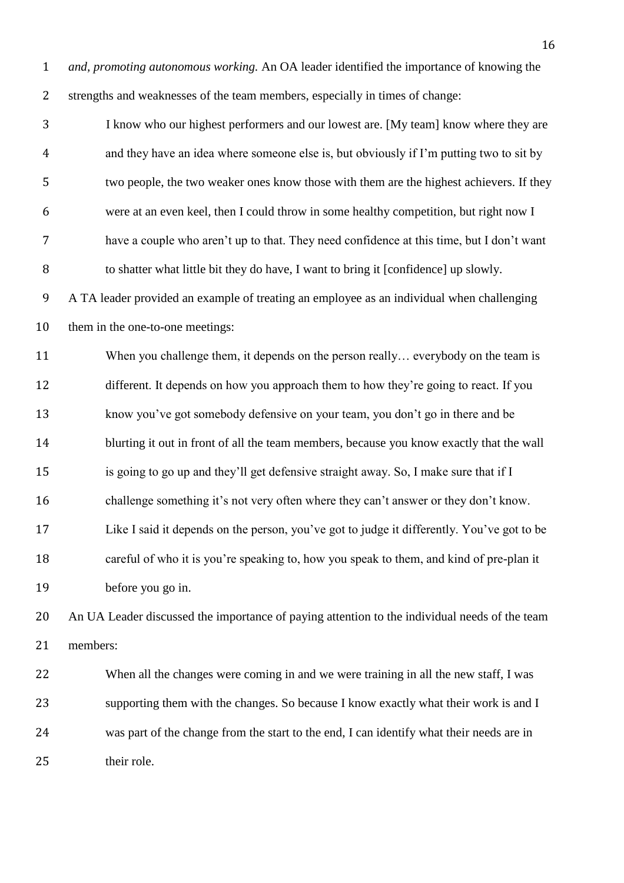*and, promoting autonomous working.* An OA leader identified the importance of knowing the strengths and weaknesses of the team members, especially in times of change:

> I know who our highest performers and our lowest are. [My team] know where they are and they have an idea where someone else is, but obviously if I'm putting two to sit by two people, the two weaker ones know those with them are the highest achievers. If they were at an even keel, then I could throw in some healthy competition, but right now I have a couple who aren't up to that. They need confidence at this time, but I don't want to shatter what little bit they do have, I want to bring it [confidence] up slowly.

A TA leader provided an example of treating an employee as an individual when challenging them in the one-to-one meetings:

> When you challenge them, it depends on the person really… everybody on the team is different. It depends on how you approach them to how they're going to react. If you know you've got somebody defensive on your team, you don't go in there and be blurting it out in front of all the team members, because you know exactly that the wall is going to go up and they'll get defensive straight away. So, I make sure that if I challenge something it's not very often where they can't answer or they don't know. Like I said it depends on the person, you've got to judge it differently. You've got to be careful of who it is you're speaking to, how you speak to them, and kind of pre-plan it before you go in.

An UA Leader discussed the importance of paying attention to the individual needs of the team members:

> When all the changes were coming in and we were training in all the new staff, I was supporting them with the changes. So because I know exactly what their work is and I was part of the change from the start to the end, I can identify what their needs are in their role.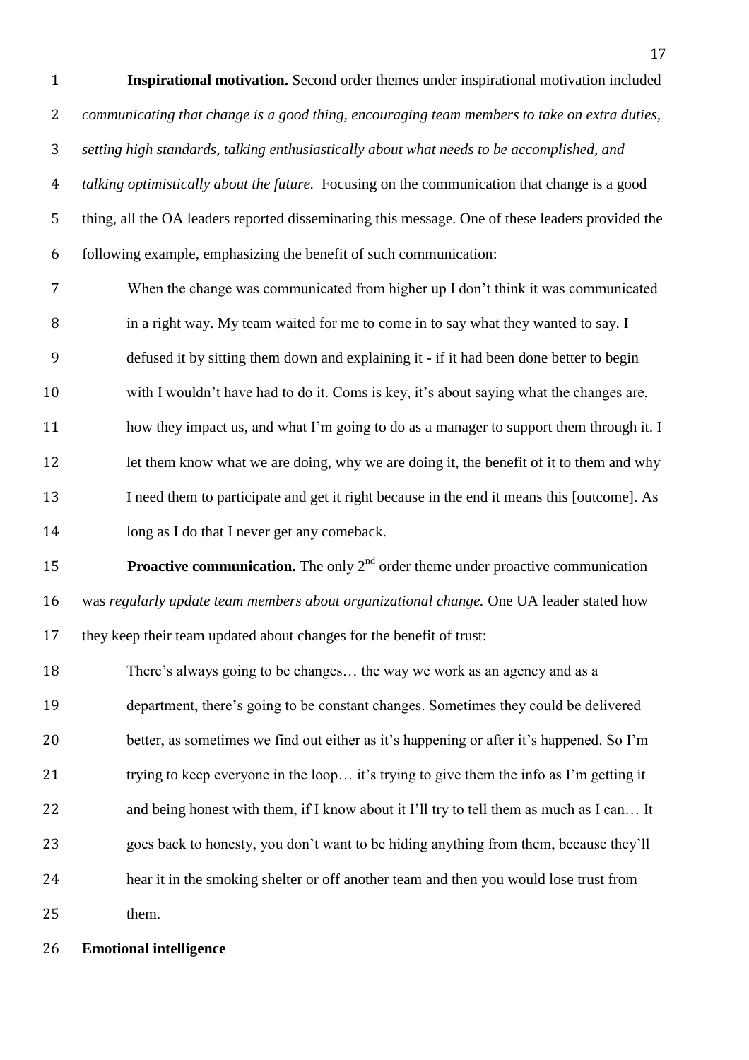**Inspirational motivation.** Second order themes under inspirational motivation included *communicating that change is a good thing, encouraging team members to take on extra duties, setting high standards, talking enthusiastically about what needs to be accomplished, and talking optimistically about the future.* Focusing on the communication that change is a good thing, all the OA leaders reported disseminating this message. One of these leaders provided the following example, emphasizing the benefit of such communication:

> When the change was communicated from higher up I don't think it was communicated in a right way. My team waited for me to come in to say what they wanted to say. I defused it by sitting them down and explaining it - if it had been done better to begin with I wouldn't have had to do it. Coms is key, it's about saying what the changes are, how they impact us, and what I'm going to do as a manager to support them through it. I let them know what we are doing, why we are doing it, the benefit of it to them and why I need them to participate and get it right because in the end it means this [outcome]. As long as I do that I never get any comeback.

**Proactive communication.** The only 2nd order theme under proactive communication was *regularly update team members about organizational change.* One UA leader stated how they keep their team updated about changes for the benefit of trust:

> There's always going to be changes… the way we work as an agency and as a department, there's going to be constant changes. Sometimes they could be delivered better, as sometimes we find out either as it's happening or after it's happened. So I'm trying to keep everyone in the loop… it's trying to give them the info as I'm getting it and being honest with them, if I know about it I'll try to tell them as much as I can… It goes back to honesty, you don't want to be hiding anything from them, because they'll hear it in the smoking shelter or off another team and then you would lose trust from them.

**Emotional intelligence**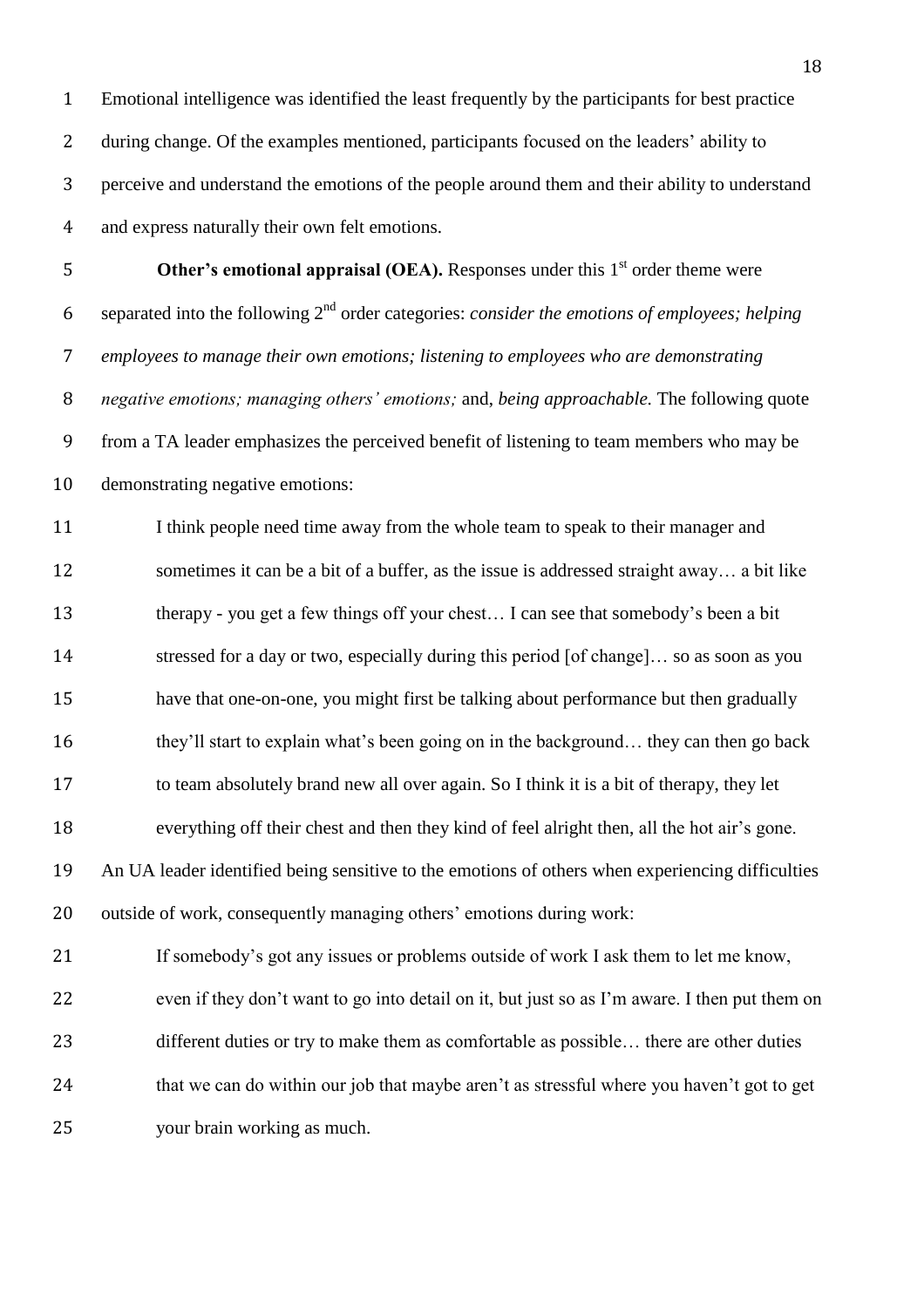Emotional intelligence was identified the least frequently by the participants for best practice during change. Of the examples mentioned, participants focused on the leaders' ability to perceive and understand the emotions of the people around them and their ability to understand and express naturally their own felt emotions.

**Other's emotional appraisal (OEA).** Responses under this 1st order theme were separated into the following 2nd order categories: *consider the emotions of employees; helping employees to manage their own emotions; listening to employees who are demonstrating negative emotions; managing others' emotions;* and, *being approachable.* The following quote from a TA leader emphasizes the perceived benefit of listening to team members who may be demonstrating negative emotions:

> I think people need time away from the whole team to speak to their manager and sometimes it can be a bit of a buffer, as the issue is addressed straight away… a bit like therapy - you get a few things off your chest… I can see that somebody's been a bit stressed for a day or two, especially during this period [of change]… so as soon as you have that one-on-one, you might first be talking about performance but then gradually they'll start to explain what's been going on in the background… they can then go back to team absolutely brand new all over again. So I think it is a bit of therapy, they let everything off their chest and then they kind of feel alright then, all the hot air's gone.

An UA leader identified being sensitive to the emotions of others when experiencing difficulties outside of work, consequently managing others' emotions during work:

> If somebody's got any issues or problems outside of work I ask them to let me know, even if they don't want to go into detail on it, but just so as I'm aware. I then put them on different duties or try to make them as comfortable as possible… there are other duties that we can do within our job that maybe aren't as stressful where you haven't got to get your brain working as much.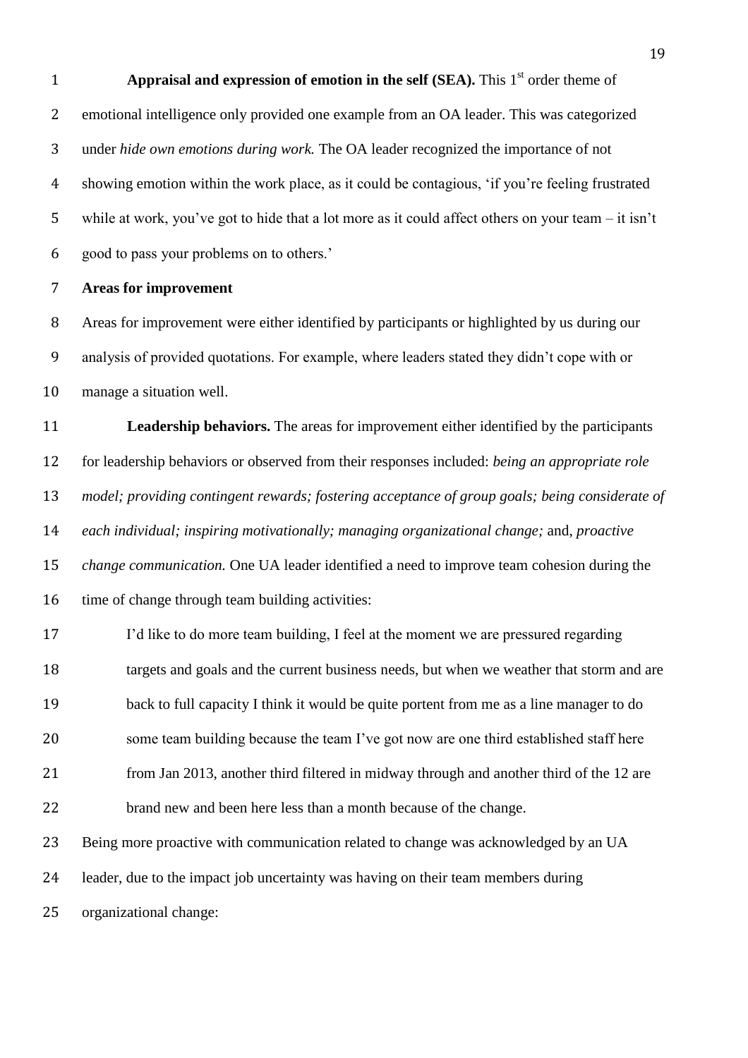**Appraisal and expression of emotion in the self (SEA).** This 1st order theme of emotional intelligence only provided one example from an OA leader. This was categorized under *hide own emotions during work.* The OA leader recognized the importance of not showing emotion within the work place, as it could be contagious, 'if you're feeling frustrated while at work, you've got to hide that a lot more as it could affect others on your team – it isn't good to pass your problems on to others.'

## Areas for improvement

Areas for improvement were either identified by participants or highlighted by us during our analysis of provided quotations. For example, where leaders stated they didn't cope with or manage a situation well.

**Leadership behaviors.** The areas for improvement either identified by the participants for leadership behaviors or observed from their responses included: *being an appropriate role model; providing contingent rewards; fostering acceptance of group goals; being considerate of each individual; inspiring motivationally; managing organizational change;* and, *proactive change communication.* One UA leader identified a need to improve team cohesion during the time of change through team building activities:

> I'd like to do more team building, I feel at the moment we are pressured regarding targets and goals and the current business needs, but when we weather that storm and are back to full capacity I think it would be quite portent from me as a line manager to do some team building because the team I've got now are one third established staff here from Jan 2013, another third filtered in midway through and another third of the 12 are brand new and been here less than a month because of the change.

Being more proactive with communication related to change was acknowledged by an UA leader, due to the impact job uncertainty was having on their team members during organizational change: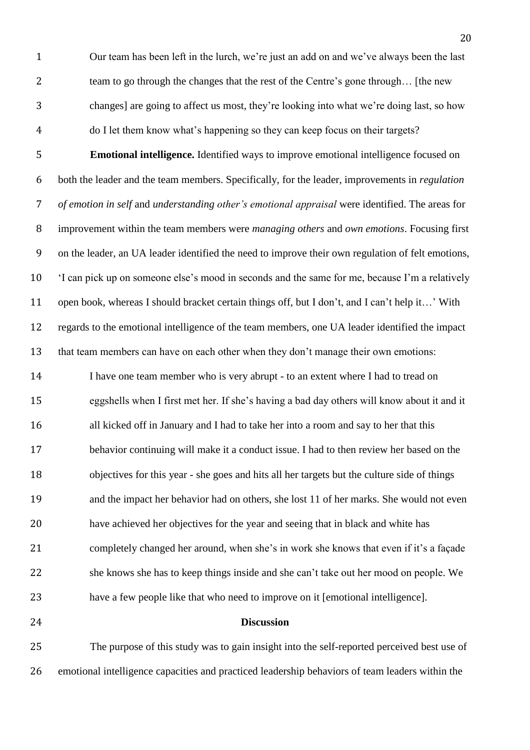> Our team has been left in the lurch, we're just an add on and we've always been the last team to go through the changes that the rest of the Centre's gone through… [the new changes] are going to affect us most, they're looking into what we're doing last, so how do I let them know what's happening so they can keep focus on their targets?

**Emotional intelligence.** Identified ways to improve emotional intelligence focused on both the leader and the team members. Specifically, for the leader, improvements in *regulation of emotion in self* and *understanding other's emotional appraisal* were identified. The areas for improvement within the team members were *managing others* and *own emotions*. Focusing first on the leader, an UA leader identified the need to improve their own regulation of felt emotions, 'I can pick up on someone else's mood in seconds and the same for me, because I'm a relatively open book, whereas I should bracket certain things off, but I don't, and I can't help it…' With regards to the emotional intelligence of the team members, one UA leader identified the impact that team members can have on each other when they don't manage their own emotions:

> I have one team member who is very abrupt - to an extent where I had to tread on eggshells when I first met her. If she's having a bad day others will know about it and it all kicked off in January and I had to take her into a room and say to her that this behavior continuing will make it a conduct issue. I had to then review her based on the objectives for this year - she goes and hits all her targets but the culture side of things and the impact her behavior had on others, she lost 11 of her marks. She would not even have achieved her objectives for the year and seeing that in black and white has completely changed her around, when she's in work she knows that even if it's a façade she knows she has to keep things inside and she can't take out her mood on people. We have a few people like that who need to improve on it [emotional intelligence].

## Discussion

The purpose of this study was to gain insight into the self-reported perceived best use of emotional intelligence capacities and practiced leadership behaviors of team leaders within the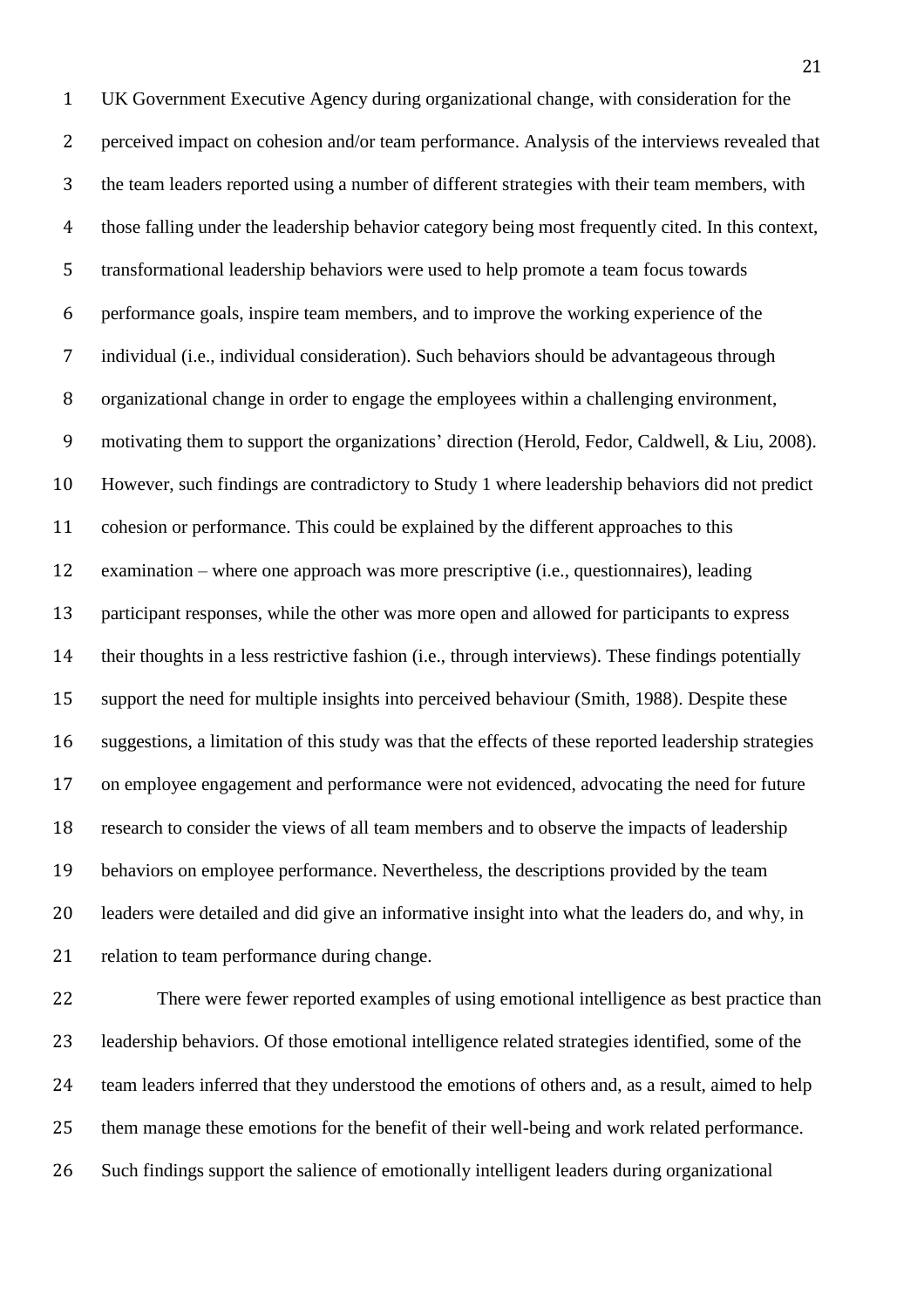UK Government Executive Agency during organizational change, with consideration for the perceived impact on cohesion and/or team performance. Analysis of the interviews revealed that the team leaders reported using a number of different strategies with their team members, with those falling under the leadership behavior category being most frequently cited. In this context, transformational leadership behaviors were used to help promote a team focus towards performance goals, inspire team members, and to improve the working experience of the individual (i.e., individual consideration). Such behaviors should be advantageous through organizational change in order to engage the employees within a challenging environment, motivating them to support the organizations' direction (Herold, Fedor, Caldwell, & Liu, 2008). However, such findings are contradictory to Study 1 where leadership behaviors did not predict cohesion or performance. This could be explained by the different approaches to this examination – where one approach was more prescriptive (i.e., questionnaires), leading participant responses, while the other was more open and allowed for participants to express their thoughts in a less restrictive fashion (i.e., through interviews). These findings potentially support the need for multiple insights into perceived behaviour (Smith, 1988). Despite these suggestions, a limitation of this study was that the effects of these reported leadership strategies on employee engagement and performance were not evidenced, advocating the need for future research to consider the views of all team members and to observe the impacts of leadership behaviors on employee performance. Nevertheless, the descriptions provided by the team leaders were detailed and did give an informative insight into what the leaders do, and why, in relation to team performance during change.

There were fewer reported examples of using emotional intelligence as best practice than leadership behaviors. Of those emotional intelligence related strategies identified, some of the team leaders inferred that they understood the emotions of others and, as a result, aimed to help them manage these emotions for the benefit of their well-being and work related performance. Such findings support the salience of emotionally intelligent leaders during organizational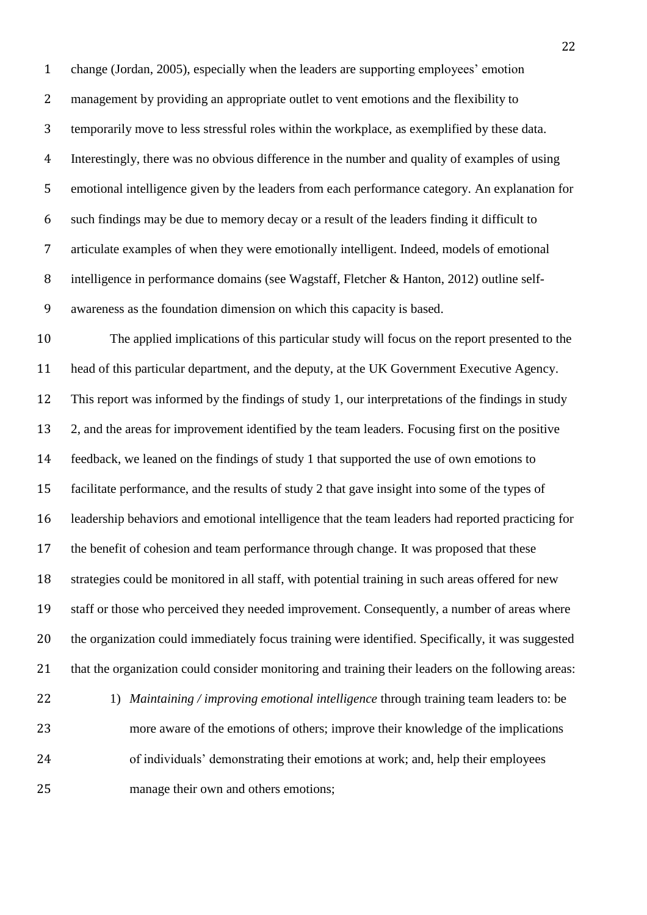change (Jordan, 2005), especially when the leaders are supporting employees' emotion management by providing an appropriate outlet to vent emotions and the flexibility to temporarily move to less stressful roles within the workplace, as exemplified by these data. Interestingly, there was no obvious difference in the number and quality of examples of using emotional intelligence given by the leaders from each performance category. An explanation for such findings may be due to memory decay or a result of the leaders finding it difficult to articulate examples of when they were emotionally intelligent. Indeed, models of emotional intelligence in performance domains (see Wagstaff, Fletcher & Hanton, 2012) outline self-awareness as the foundation dimension on which this capacity is based.

The applied implications of this particular study will focus on the report presented to the head of this particular department, and the deputy, at the UK Government Executive Agency. This report was informed by the findings of study 1, our interpretations of the findings in study 2, and the areas for improvement identified by the team leaders. Focusing first on the positive feedback, we leaned on the findings of study 1 that supported the use of own emotions to facilitate performance, and the results of study 2 that gave insight into some of the types of leadership behaviors and emotional intelligence that the team leaders had reported practicing for the benefit of cohesion and team performance through change. It was proposed that these strategies could be monitored in all staff, with potential training in such areas offered for new staff or those who perceived they needed improvement. Consequently, a number of areas where the organization could immediately focus training were identified. Specifically, it was suggested that the organization could consider monitoring and training their leaders on the following areas:

1) *Maintaining / improving emotional intelligence* through training team leaders to: be more aware of the emotions of others; improve their knowledge of the implications of individuals' demonstrating their emotions at work; and, help their employees manage their own and others emotions;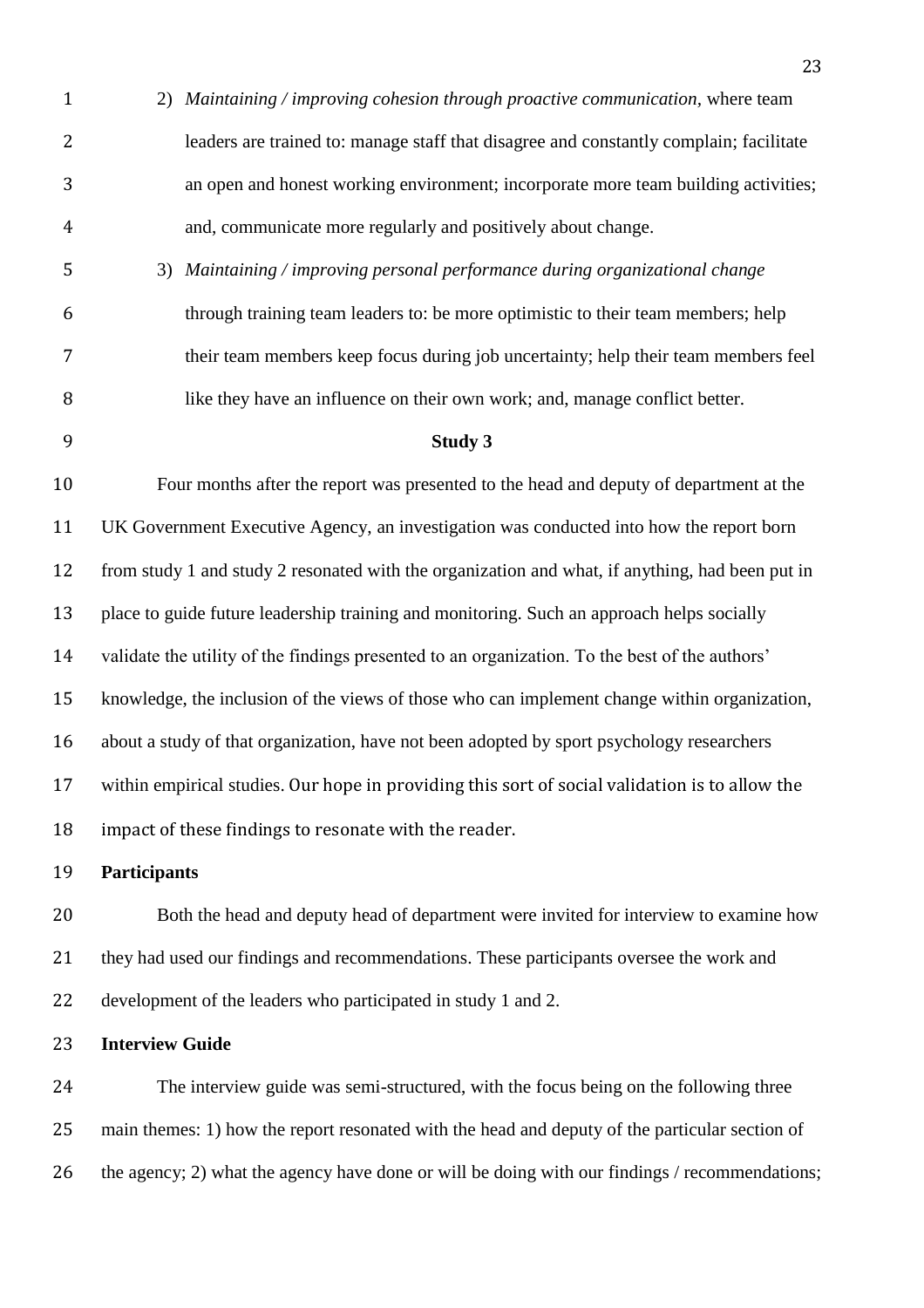2) *Maintaining / improving cohesion through proactive communication,* where team leaders are trained to: manage staff that disagree and constantly complain; facilitate an open and honest working environment; incorporate more team building activities; and, communicate more regularly and positively about change.

3) *Maintaining / improving personal performance during organizational change* through training team leaders to: be more optimistic to their team members; help their team members keep focus during job uncertainty; help their team members feel like they have an influence on their own work; and, manage conflict better.

## Study 3

Four months after the report was presented to the head and deputy of department at the UK Government Executive Agency, an investigation was conducted into how the report born from study 1 and study 2 resonated with the organization and what, if anything, had been put in place to guide future leadership training and monitoring. Such an approach helps socially validate the utility of the findings presented to an organization. To the best of the authors' knowledge, the inclusion of the views of those who can implement change within organization, about a study of that organization, have not been adopted by sport psychology researchers within empirical studies. Our hope in providing this sort of social validation is to allow the impact of these findings to resonate with the reader.

### Participants

Both the head and deputy head of department were invited for interview to examine how they had used our findings and recommendations. These participants oversee the work and development of the leaders who participated in study 1 and 2.

### Interview Guide

The interview guide was semi-structured, with the focus being on the following three main themes: 1) how the report resonated with the head and deputy of the particular section of the agency; 2) what the agency have done or will be doing with our findings / recommendations;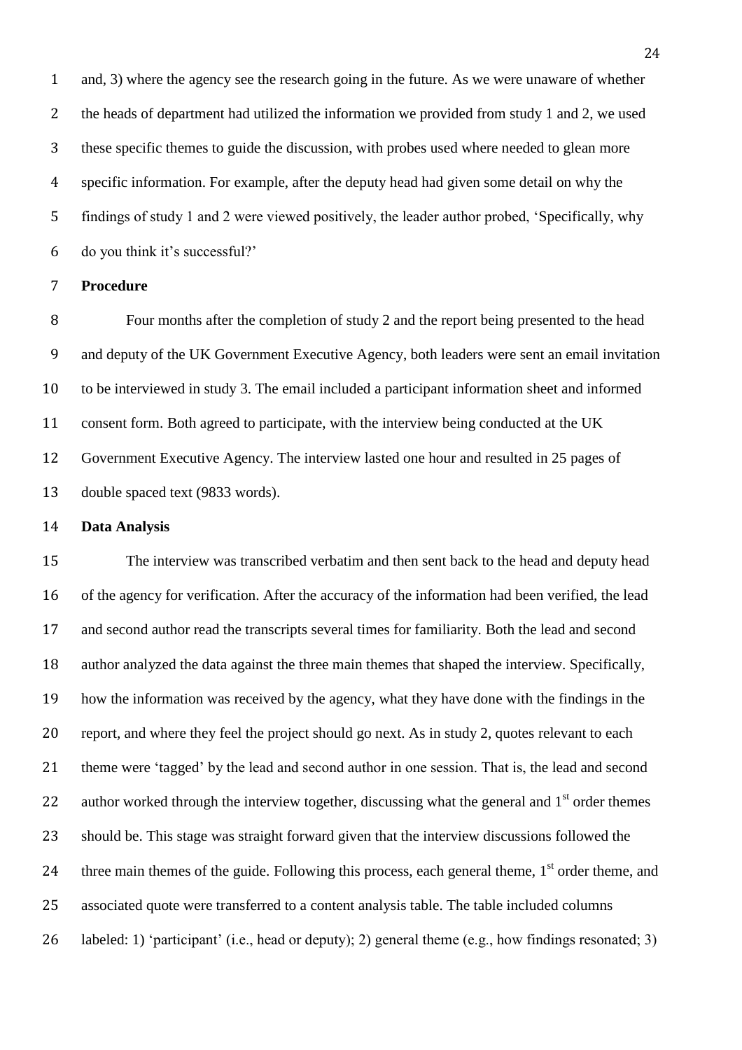and, 3) where the agency see the research going in the future. As we were unaware of whether the heads of department had utilized the information we provided from study 1 and 2, we used these specific themes to guide the discussion, with probes used where needed to glean more specific information. For example, after the deputy head had given some detail on why the findings of study 1 and 2 were viewed positively, the leader author probed, 'Specifically, why do you think it's successful?'

**Procedure**

Four months after the completion of study 2 and the report being presented to the head and deputy of the UK Government Executive Agency, both leaders were sent an email invitation to be interviewed in study 3. The email included a participant information sheet and informed consent form. Both agreed to participate, with the interview being conducted at the UK Government Executive Agency. The interview lasted one hour and resulted in 25 pages of double spaced text (9833 words).

**Data Analysis**

The interview was transcribed verbatim and then sent back to the head and deputy head of the agency for verification. After the accuracy of the information had been verified, the lead and second author read the transcripts several times for familiarity. Both the lead and second author analyzed the data against the three main themes that shaped the interview. Specifically, how the information was received by the agency, what they have done with the findings in the report, and where they feel the project should go next. As in study 2, quotes relevant to each theme were 'tagged' by the lead and second author in one session. That is, the lead and second author worked through the interview together, discussing what the general and 1st order themes should be. This stage was straight forward given that the interview discussions followed the three main themes of the guide. Following this process, each general theme, 1st order theme, and associated quote were transferred to a content analysis table. The table included columns labeled: 1) 'participant' (i.e., head or deputy); 2) general theme (e.g., how findings resonated; 3)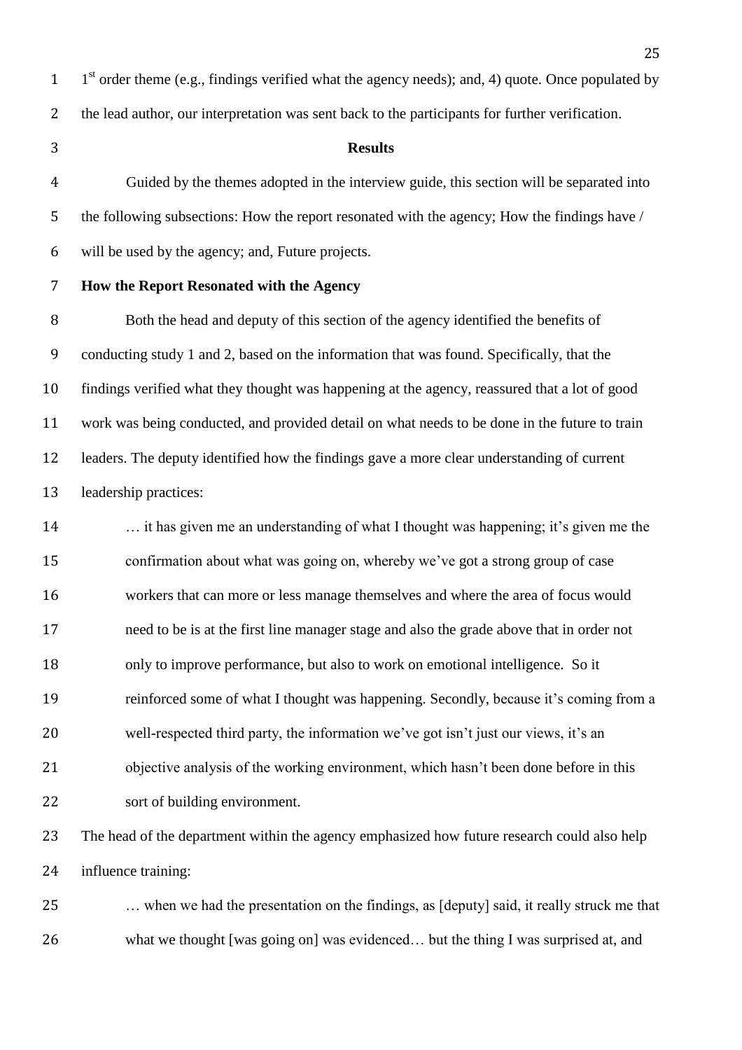1[st] order theme (e.g., findings verified what the agency needs); and, 4) quote. Once populated by the lead author, our interpretation was sent back to the participants for further verification.

## Results

Guided by the themes adopted in the interview guide, this section will be separated into the following subsections: How the report resonated with the agency; How the findings have / will be used by the agency; and, Future projects.

### How the Report Resonated with the Agency

Both the head and deputy of this section of the agency identified the benefits of conducting study 1 and 2, based on the information that was found. Specifically, that the findings verified what they thought was happening at the agency, reassured that a lot of good work was being conducted, and provided detail on what needs to be done in the future to train leaders. The deputy identified how the findings gave a more clear understanding of current leadership practices:

> … it has given me an understanding of what I thought was happening; it's given me the confirmation about what was going on, whereby we've got a strong group of case workers that can more or less manage themselves and where the area of focus would need to be is at the first line manager stage and also the grade above that in order not only to improve performance, but also to work on emotional intelligence. So it reinforced some of what I thought was happening. Secondly, because it's coming from a well-respected third party, the information we've got isn't just our views, it's an objective analysis of the working environment, which hasn't been done before in this sort of building environment.

The head of the department within the agency emphasized how future research could also help influence training:

> … when we had the presentation on the findings, as [deputy] said, it really struck me that what we thought [was going on] was evidenced… but the thing I was surprised at, and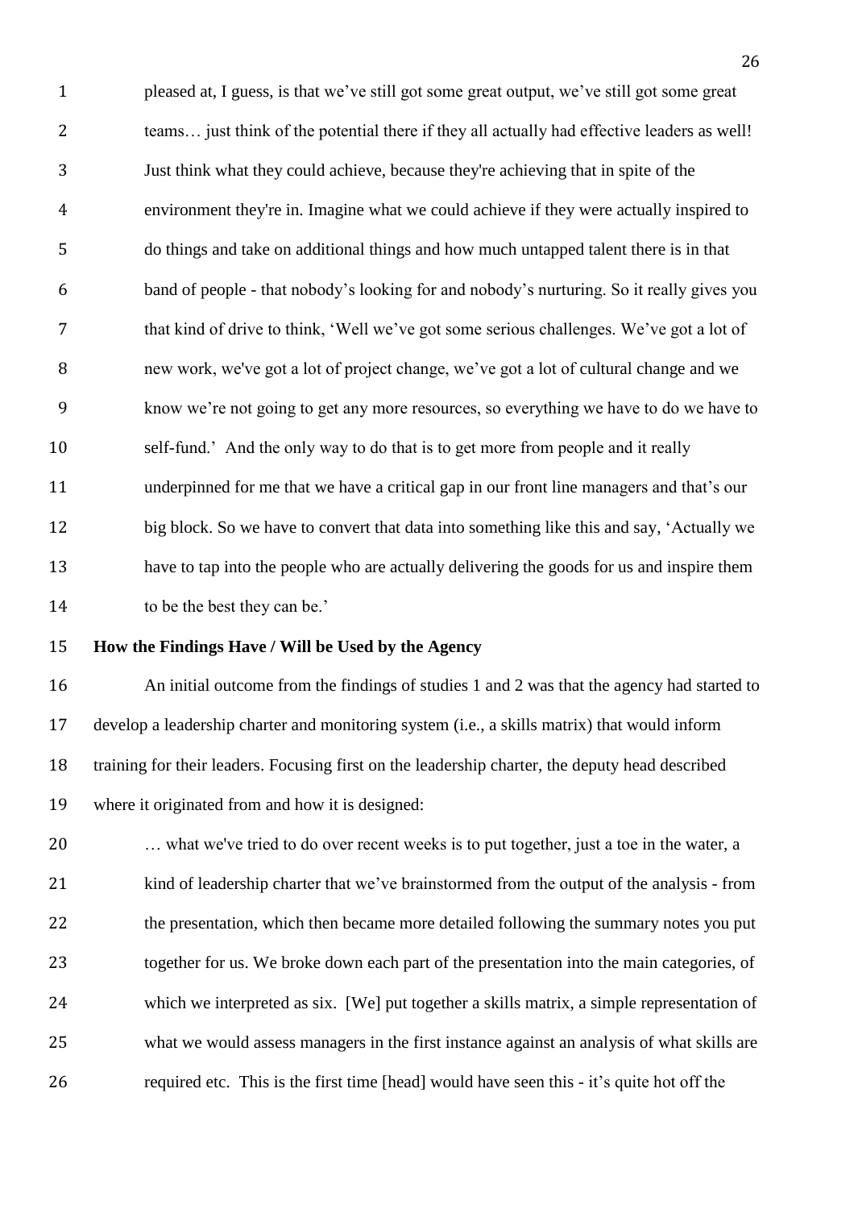pleased at, I guess, is that we've still got some great output, we've still got some great teams… just think of the potential there if they all actually had effective leaders as well! Just think what they could achieve, because they're achieving that in spite of the environment they're in. Imagine what we could achieve if they were actually inspired to do things and take on additional things and how much untapped talent there is in that band of people - that nobody's looking for and nobody's nurturing. So it really gives you that kind of drive to think, 'Well we've got some serious challenges. We've got a lot of new work, we've got a lot of project change, we've got a lot of cultural change and we know we're not going to get any more resources, so everything we have to do we have to self-fund.' And the only way to do that is to get more from people and it really underpinned for me that we have a critical gap in our front line managers and that's our big block. So we have to convert that data into something like this and say, 'Actually we have to tap into the people who are actually delivering the goods for us and inspire them to be the best they can be.'

**How the Findings Have / Will be Used by the Agency**

An initial outcome from the findings of studies 1 and 2 was that the agency had started to develop a leadership charter and monitoring system (i.e., a skills matrix) that would inform training for their leaders. Focusing first on the leadership charter, the deputy head described where it originated from and how it is designed:

… what we've tried to do over recent weeks is to put together, just a toe in the water, a kind of leadership charter that we've brainstormed from the output of the analysis - from the presentation, which then became more detailed following the summary notes you put together for us. We broke down each part of the presentation into the main categories, of which we interpreted as six. [We] put together a skills matrix, a simple representation of what we would assess managers in the first instance against an analysis of what skills are required etc. This is the first time [head] would have seen this - it's quite hot off the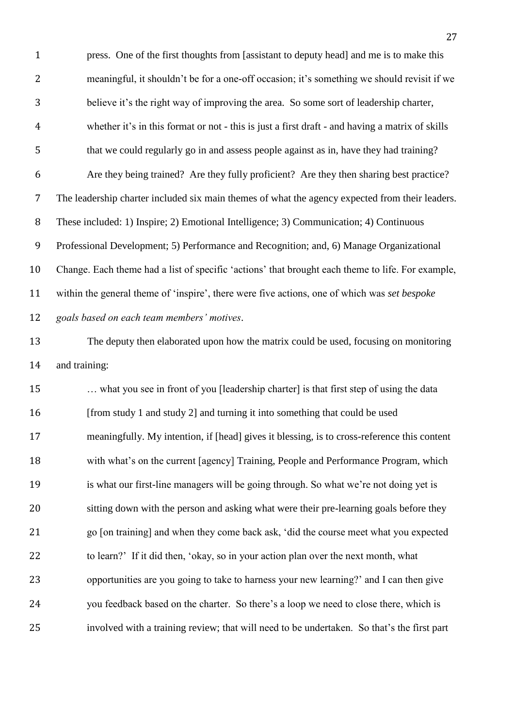> press. One of the first thoughts from [assistant to deputy head] and me is to make this meaningful, it shouldn't be for a one-off occasion; it's something we should revisit if we believe it's the right way of improving the area. So some sort of leadership charter, whether it's in this format or not - this is just a first draft - and having a matrix of skills that we could regularly go in and assess people against as in, have they had training? Are they being trained? Are they fully proficient? Are they then sharing best practice?

The leadership charter included six main themes of what the agency expected from their leaders. These included: 1) Inspire; 2) Emotional Intelligence; 3) Communication; 4) Continuous Professional Development; 5) Performance and Recognition; and, 6) Manage Organizational Change. Each theme had a list of specific 'actions' that brought each theme to life. For example, within the general theme of 'inspire', there were five actions, one of which was *set bespoke goals based on each team members' motives*.

The deputy then elaborated upon how the matrix could be used, focusing on monitoring and training:

> … what you see in front of you [leadership charter] is that first step of using the data [from study 1 and study 2] and turning it into something that could be used meaningfully. My intention, if [head] gives it blessing, is to cross-reference this content with what's on the current [agency] Training, People and Performance Program, which is what our first-line managers will be going through. So what we're not doing yet is sitting down with the person and asking what were their pre-learning goals before they go [on training] and when they come back ask, 'did the course meet what you expected to learn?' If it did then, 'okay, so in your action plan over the next month, what opportunities are you going to take to harness your new learning?' and I can then give you feedback based on the charter. So there's a loop we need to close there, which is involved with a training review; that will need to be undertaken. So that's the first part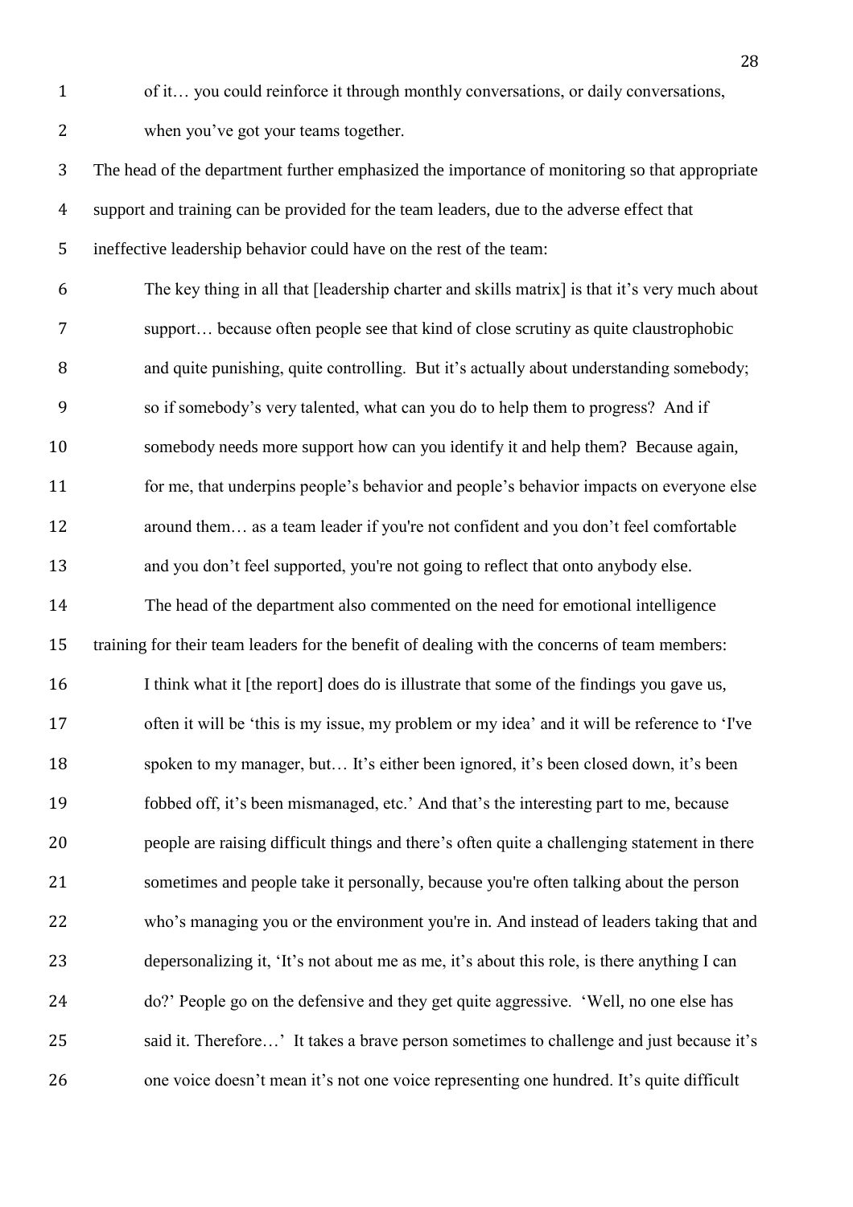of it… you could reinforce it through monthly conversations, or daily conversations, when you've got your teams together.

The head of the department further emphasized the importance of monitoring so that appropriate support and training can be provided for the team leaders, due to the adverse effect that ineffective leadership behavior could have on the rest of the team:

> The key thing in all that [leadership charter and skills matrix] is that it's very much about support… because often people see that kind of close scrutiny as quite claustrophobic and quite punishing, quite controlling. But it's actually about understanding somebody; so if somebody's very talented, what can you do to help them to progress? And if somebody needs more support how can you identify it and help them? Because again, for me, that underpins people's behavior and people's behavior impacts on everyone else around them… as a team leader if you're not confident and you don't feel comfortable and you don't feel supported, you're not going to reflect that onto anybody else.

The head of the department also commented on the need for emotional intelligence training for their team leaders for the benefit of dealing with the concerns of team members:

> I think what it [the report] does do is illustrate that some of the findings you gave us, often it will be 'this is my issue, my problem or my idea' and it will be reference to 'I've spoken to my manager, but… It's either been ignored, it's been closed down, it's been fobbed off, it's been mismanaged, etc.' And that's the interesting part to me, because people are raising difficult things and there's often quite a challenging statement in there sometimes and people take it personally, because you're often talking about the person who's managing you or the environment you're in. And instead of leaders taking that and depersonalizing it, 'It's not about me as me, it's about this role, is there anything I can do?' People go on the defensive and they get quite aggressive. 'Well, no one else has said it. Therefore…' It takes a brave person sometimes to challenge and just because it's one voice doesn't mean it's not one voice representing one hundred. It's quite difficult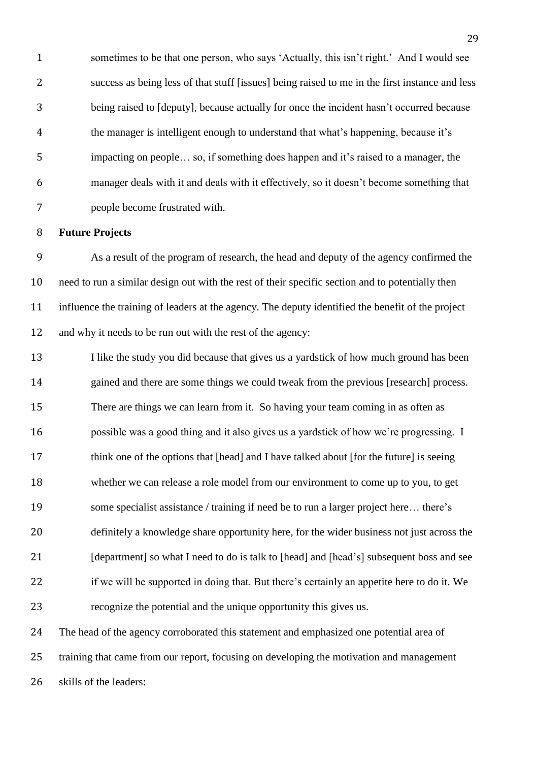> sometimes to be that one person, who says 'Actually, this isn't right.' And I would see success as being less of that stuff [issues] being raised to me in the first instance and less being raised to [deputy], because actually for once the incident hasn't occurred because the manager is intelligent enough to understand that what's happening, because it's impacting on people… so, if something does happen and it's raised to a manager, the manager deals with it and deals with it effectively, so it doesn't become something that people become frustrated with.

**Future Projects**

As a result of the program of research, the head and deputy of the agency confirmed the need to run a similar design out with the rest of their specific section and to potentially then influence the training of leaders at the agency. The deputy identified the benefit of the project and why it needs to be run out with the rest of the agency:

> I like the study you did because that gives us a yardstick of how much ground has been gained and there are some things we could tweak from the previous [research] process. There are things we can learn from it. So having your team coming in as often as possible was a good thing and it also gives us a yardstick of how we're progressing. I think one of the options that [head] and I have talked about [for the future] is seeing whether we can release a role model from our environment to come up to you, to get some specialist assistance / training if need be to run a larger project here… there's definitely a knowledge share opportunity here, for the wider business not just across the [department] so what I need to do is talk to [head] and [head's] subsequent boss and see if we will be supported in doing that. But there's certainly an appetite here to do it. We recognize the potential and the unique opportunity this gives us.

The head of the agency corroborated this statement and emphasized one potential area of training that came from our report, focusing on developing the motivation and management skills of the leaders: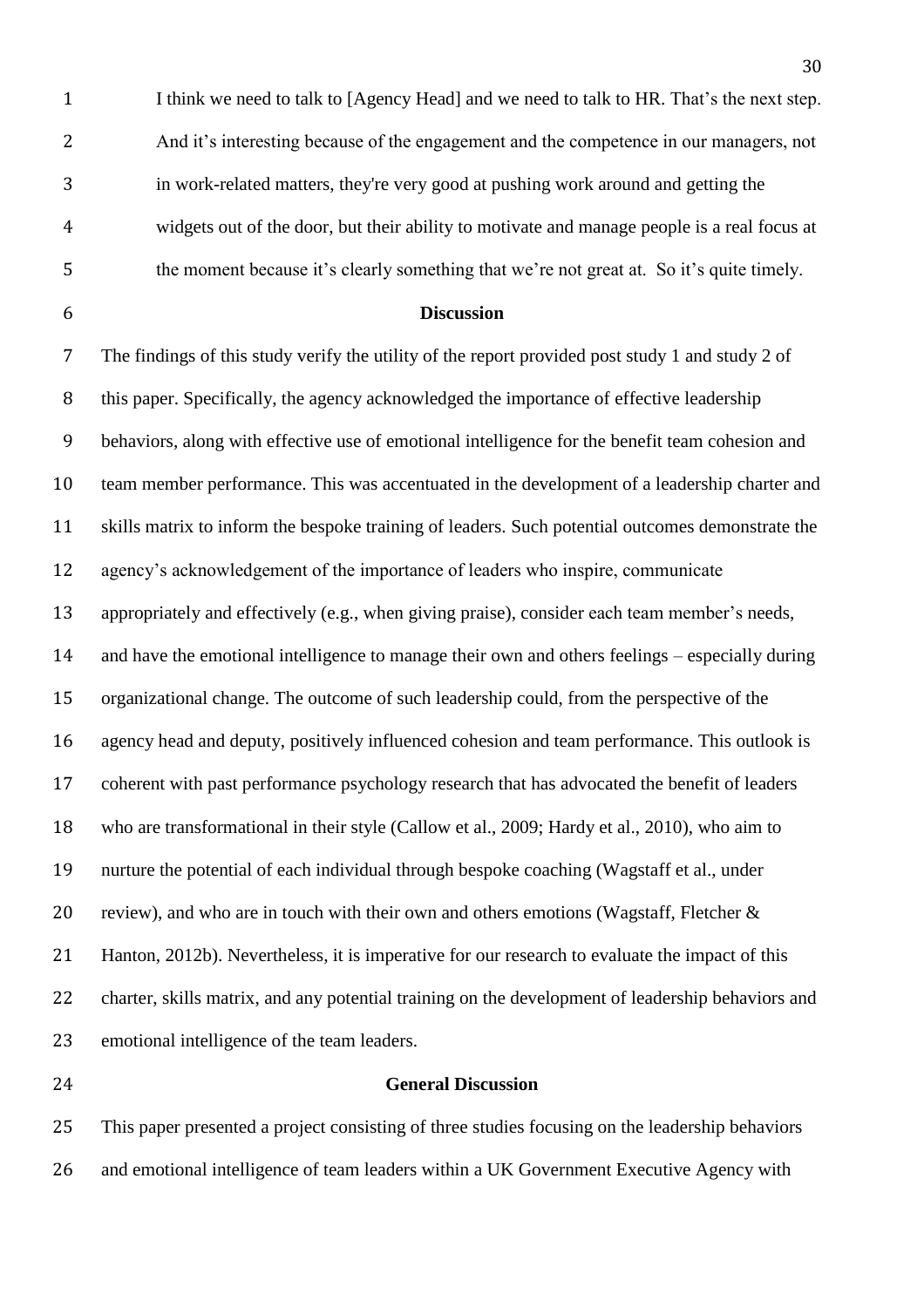> I think we need to talk to [Agency Head] and we need to talk to HR. That's the next step. And it's interesting because of the engagement and the competence in our managers, not in work-related matters, they're very good at pushing work around and getting the widgets out of the door, but their ability to motivate and manage people is a real focus at the moment because it's clearly something that we're not great at. So it's quite timely.

## Discussion

The findings of this study verify the utility of the report provided post study 1 and study 2 of this paper. Specifically, the agency acknowledged the importance of effective leadership behaviors, along with effective use of emotional intelligence for the benefit team cohesion and team member performance. This was accentuated in the development of a leadership charter and skills matrix to inform the bespoke training of leaders. Such potential outcomes demonstrate the agency's acknowledgement of the importance of leaders who inspire, communicate appropriately and effectively (e.g., when giving praise), consider each team member's needs, and have the emotional intelligence to manage their own and others feelings – especially during organizational change. The outcome of such leadership could, from the perspective of the agency head and deputy, positively influenced cohesion and team performance. This outlook is coherent with past performance psychology research that has advocated the benefit of leaders who are transformational in their style (Callow et al., 2009; Hardy et al., 2010), who aim to nurture the potential of each individual through bespoke coaching (Wagstaff et al., under review), and who are in touch with their own and others emotions (Wagstaff, Fletcher & Hanton, 2012b). Nevertheless, it is imperative for our research to evaluate the impact of this charter, skills matrix, and any potential training on the development of leadership behaviors and emotional intelligence of the team leaders.

## General Discussion

This paper presented a project consisting of three studies focusing on the leadership behaviors and emotional intelligence of team leaders within a UK Government Executive Agency with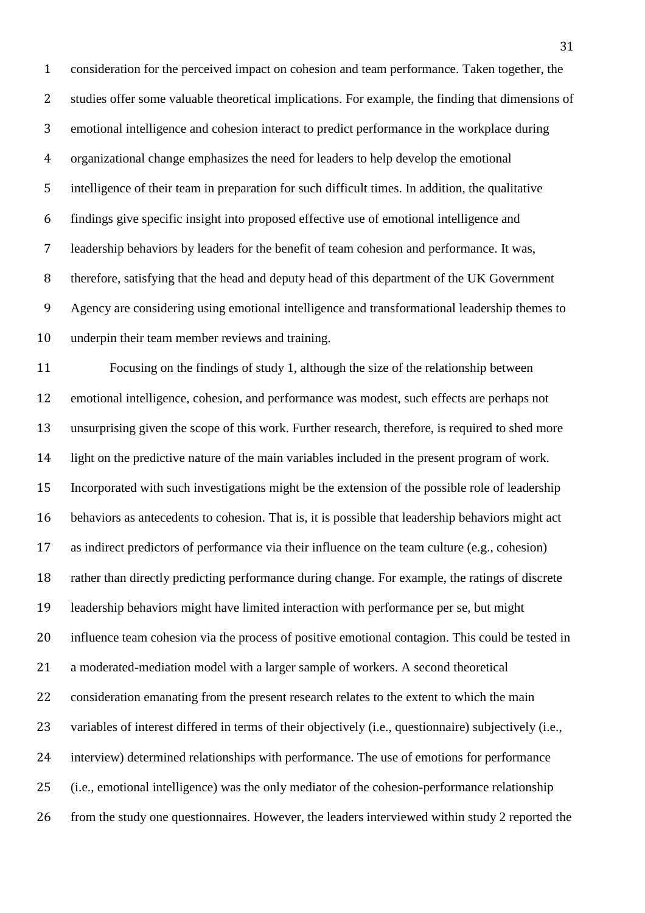consideration for the perceived impact on cohesion and team performance. Taken together, the studies offer some valuable theoretical implications. For example, the finding that dimensions of emotional intelligence and cohesion interact to predict performance in the workplace during organizational change emphasizes the need for leaders to help develop the emotional intelligence of their team in preparation for such difficult times. In addition, the qualitative findings give specific insight into proposed effective use of emotional intelligence and leadership behaviors by leaders for the benefit of team cohesion and performance. It was, therefore, satisfying that the head and deputy head of this department of the UK Government Agency are considering using emotional intelligence and transformational leadership themes to underpin their team member reviews and training.

Focusing on the findings of study 1, although the size of the relationship between emotional intelligence, cohesion, and performance was modest, such effects are perhaps not unsurprising given the scope of this work. Further research, therefore, is required to shed more light on the predictive nature of the main variables included in the present program of work. Incorporated with such investigations might be the extension of the possible role of leadership behaviors as antecedents to cohesion. That is, it is possible that leadership behaviors might act as indirect predictors of performance via their influence on the team culture (e.g., cohesion) rather than directly predicting performance during change. For example, the ratings of discrete leadership behaviors might have limited interaction with performance per se, but might influence team cohesion via the process of positive emotional contagion. This could be tested in a moderated-mediation model with a larger sample of workers. A second theoretical consideration emanating from the present research relates to the extent to which the main variables of interest differed in terms of their objectively (i.e., questionnaire) subjectively (i.e., interview) determined relationships with performance. The use of emotions for performance (i.e., emotional intelligence) was the only mediator of the cohesion-performance relationship from the study one questionnaires. However, the leaders interviewed within study 2 reported the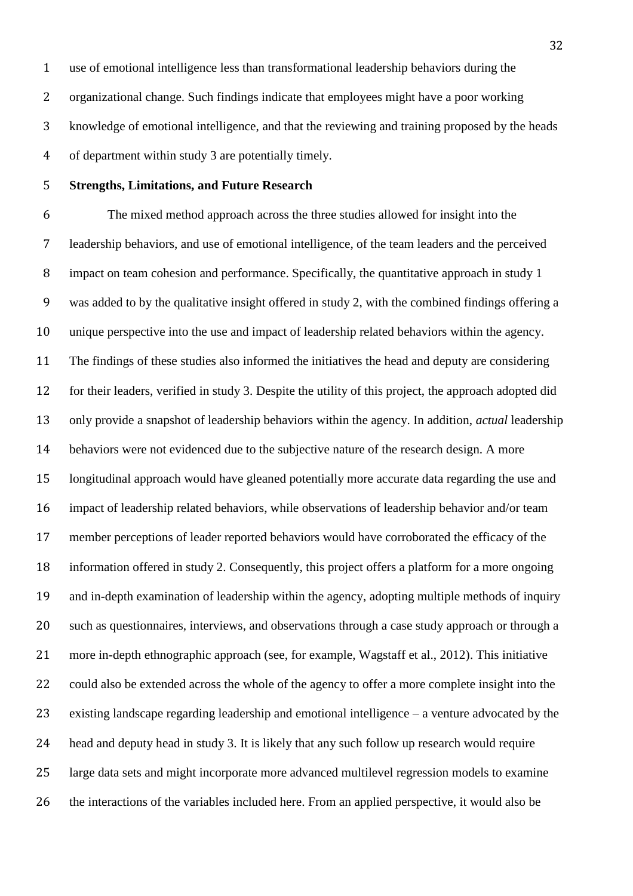use of emotional intelligence less than transformational leadership behaviors during the organizational change. Such findings indicate that employees might have a poor working knowledge of emotional intelligence, and that the reviewing and training proposed by the heads of department within study 3 are potentially timely.

**Strengths, Limitations, and Future Research**

The mixed method approach across the three studies allowed for insight into the leadership behaviors, and use of emotional intelligence, of the team leaders and the perceived impact on team cohesion and performance. Specifically, the quantitative approach in study 1 was added to by the qualitative insight offered in study 2, with the combined findings offering a unique perspective into the use and impact of leadership related behaviors within the agency. The findings of these studies also informed the initiatives the head and deputy are considering for their leaders, verified in study 3. Despite the utility of this project, the approach adopted did only provide a snapshot of leadership behaviors within the agency. In addition, *actual* leadership behaviors were not evidenced due to the subjective nature of the research design. A more longitudinal approach would have gleaned potentially more accurate data regarding the use and impact of leadership related behaviors, while observations of leadership behavior and/or team member perceptions of leader reported behaviors would have corroborated the efficacy of the information offered in study 2. Consequently, this project offers a platform for a more ongoing and in-depth examination of leadership within the agency, adopting multiple methods of inquiry such as questionnaires, interviews, and observations through a case study approach or through a more in-depth ethnographic approach (see, for example, Wagstaff et al., 2012). This initiative could also be extended across the whole of the agency to offer a more complete insight into the existing landscape regarding leadership and emotional intelligence – a venture advocated by the head and deputy head in study 3. It is likely that any such follow up research would require large data sets and might incorporate more advanced multilevel regression models to examine the interactions of the variables included here. From an applied perspective, it would also be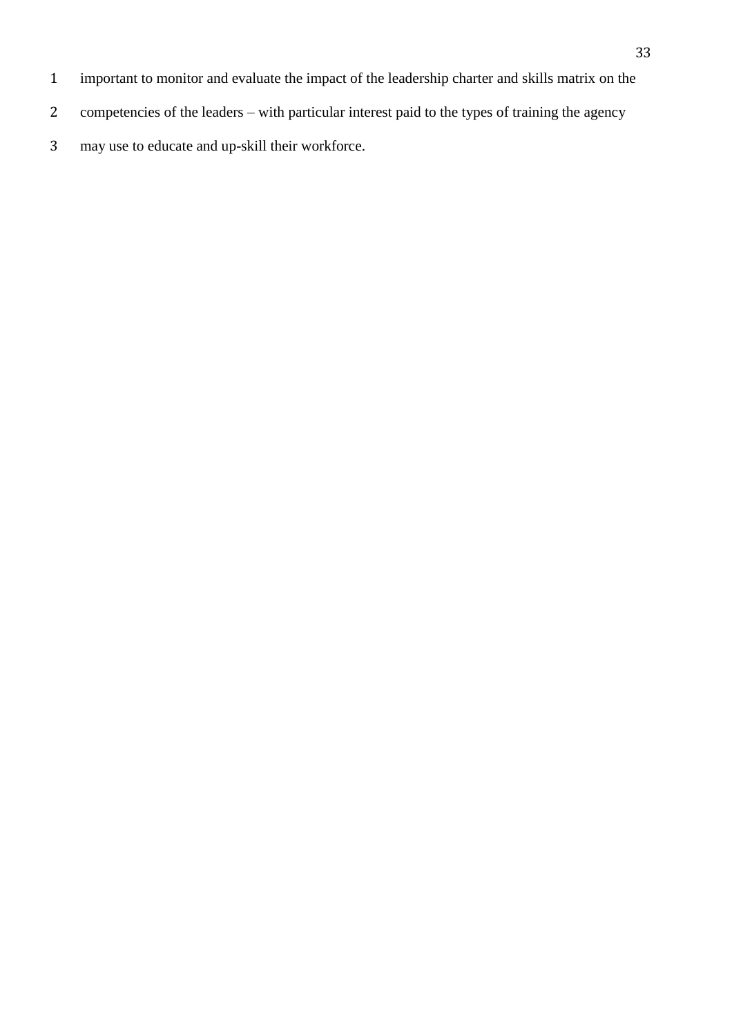important to monitor and evaluate the impact of the leadership charter and skills matrix on the competencies of the leaders – with particular interest paid to the types of training the agency may use to educate and up-skill their workforce.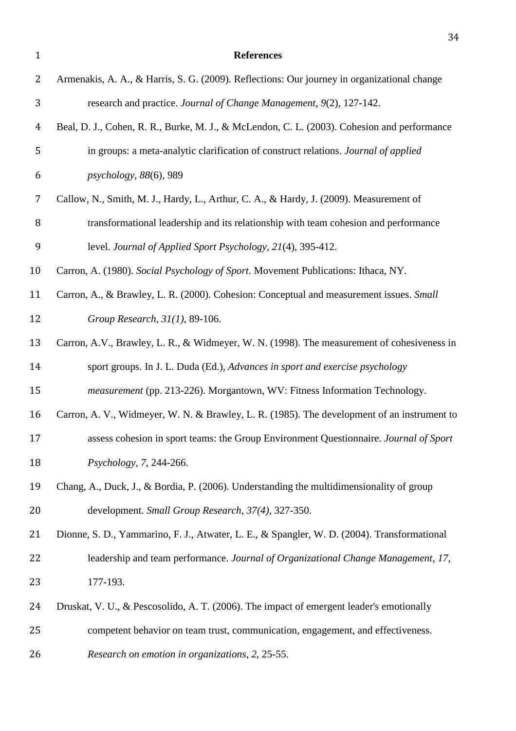# References

Armenakis, A. A., & Harris, S. G. (2009). Reflections: Our journey in organizational change research and practice. *Journal of Change Management*, *9*(2), 127-142.

Beal, D. J., Cohen, R. R., Burke, M. J., & McLendon, C. L. (2003). Cohesion and performance in groups: a meta-analytic clarification of construct relations. *Journal of applied psychology*, *88*(6), 989

Callow, N., Smith, M. J., Hardy, L., Arthur, C. A., & Hardy, J. (2009). Measurement of transformational leadership and its relationship with team cohesion and performance level. *Journal of Applied Sport Psychology*, *21*(4), 395-412.

Carron, A. (1980). *Social Psychology of Sport*. Movement Publications: Ithaca, NY.

Carron, A., & Brawley, L. R. (2000). Cohesion: Conceptual and measurement issues. *Small Group Research, 31(1),* 89-106.

Carron, A.V., Brawley, L. R., & Widmeyer, W. N. (1998). The measurement of cohesiveness in sport groups. In J. L. Duda (Ed.), *Advances in sport and exercise psychology measurement* (pp. 213-226). Morgantown, WV: Fitness Information Technology.

Carron, A. V., Widmeyer, W. N. & Brawley, L. R. (1985). The development of an instrument to assess cohesion in sport teams: the Group Environment Questionnaire. *Journal of Sport Psychology*, *7,* 244-266.

Chang, A., Duck, J., & Bordia, P. (2006). Understanding the multidimensionality of group development. *Small Group Research, 37(4),* 327-350.

Dionne, S. D., Yammarino, F. J., Atwater, L. E., & Spangler, W. D. (2004). Transformational leadership and team performance. *Journal of Organizational Change Management*, *17*, 177-193.

Druskat, V. U., & Pescosolido, A. T. (2006). The impact of emergent leader's emotionally competent behavior on team trust, communication, engagement, and effectiveness. *Research on emotion in organizations*, *2*, 25-55.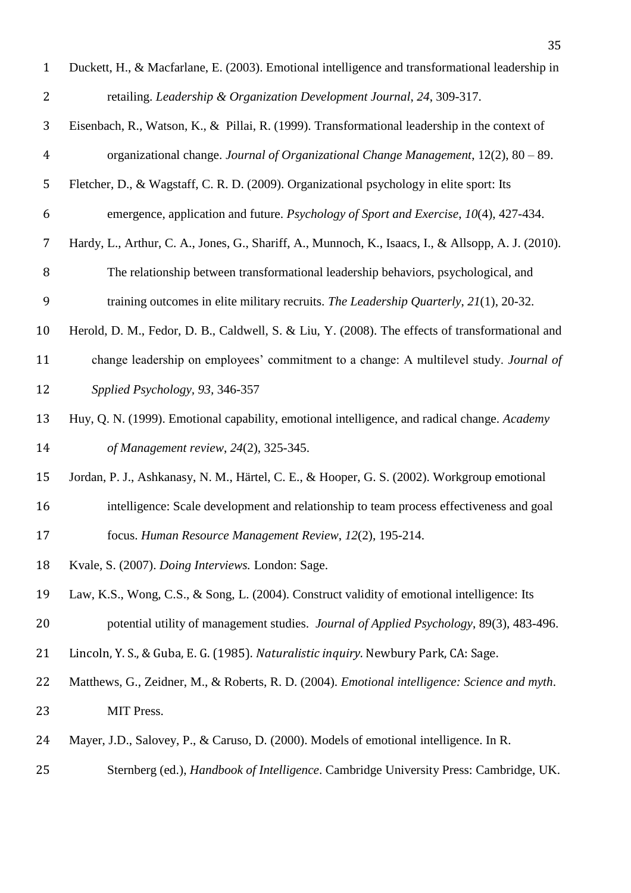Duckett, H., & Macfarlane, E. (2003). Emotional intelligence and transformational leadership in retailing. *Leadership & Organization Development Journal*, *24*, 309-317.

Eisenbach, R., Watson, K., & Pillai, R. (1999). Transformational leadership in the context of organizational change. *Journal of Organizational Change Management*, 12(2), 80 – 89.

Fletcher, D., & Wagstaff, C. R. D. (2009). Organizational psychology in elite sport: Its emergence, application and future. *Psychology of Sport and Exercise*, *10*(4), 427-434.

Hardy, L., Arthur, C. A., Jones, G., Shariff, A., Munnoch, K., Isaacs, I., & Allsopp, A. J. (2010). The relationship between transformational leadership behaviors, psychological, and training outcomes in elite military recruits. *The Leadership Quarterly*, *21*(1), 20-32.

Herold, D. M., Fedor, D. B., Caldwell, S. & Liu, Y. (2008). The effects of transformational and change leadership on employees' commitment to a change: A multilevel study. *Journal of Spplied Psychology*, *93*, 346-357

Huy, Q. N. (1999). Emotional capability, emotional intelligence, and radical change. *Academy of Management review*, *24*(2), 325-345.

Jordan, P. J., Ashkanasy, N. M., Härtel, C. E., & Hooper, G. S. (2002). Workgroup emotional intelligence: Scale development and relationship to team process effectiveness and goal focus. *Human Resource Management Review*, *12*(2), 195-214.

Kvale, S. (2007). *Doing Interviews.* London: Sage.

Law, K.S., Wong, C.S., & Song, L. (2004). Construct validity of emotional intelligence: Its potential utility of management studies. *Journal of Applied Psychology*, 89(3), 483-496.

Lincoln, Y. S., & Guba, E. G. (1985). *Naturalistic inquiry*. Newbury Park, CA: Sage.

Matthews, G., Zeidner, M., & Roberts, R. D. (2004). *Emotional intelligence: Science and myth*. MIT Press.

Mayer, J.D., Salovey, P., & Caruso, D. (2000). Models of emotional intelligence. In R. Sternberg (ed.), *Handbook of Intelligence*. Cambridge University Press: Cambridge, UK.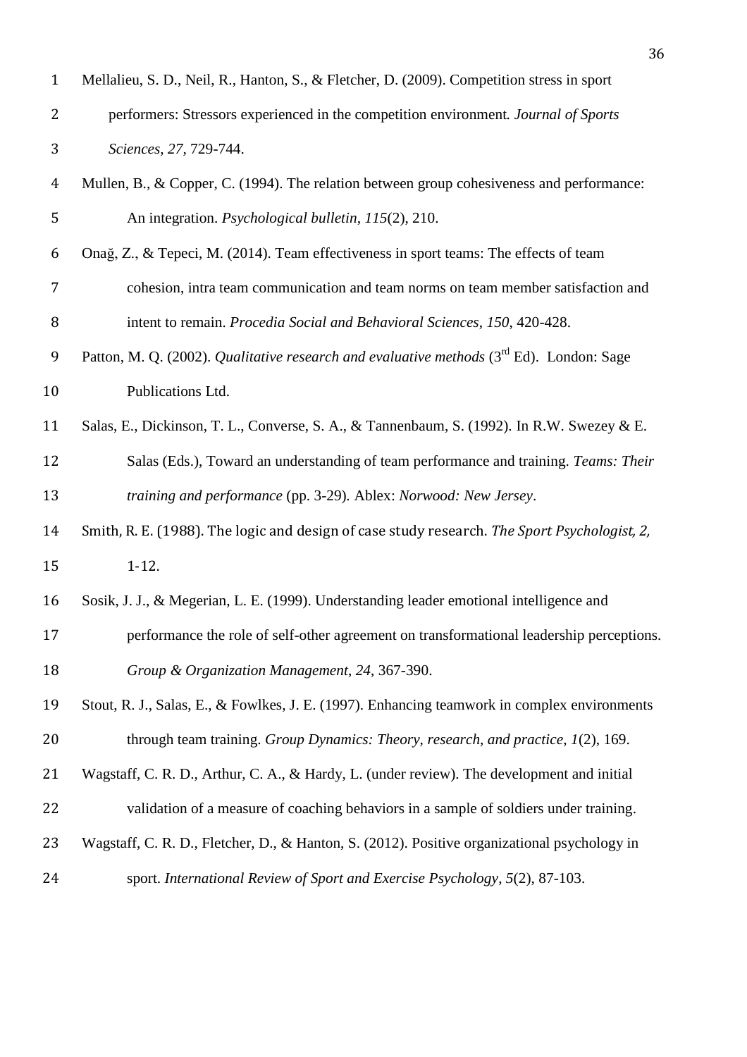Mellalieu, S. D., Neil, R., Hanton, S., & Fletcher, D. (2009). Competition stress in sport performers: Stressors experienced in the competition environment. *Journal of Sports Sciences*, *27*, 729-744.

Mullen, B., & Copper, C. (1994). The relation between group cohesiveness and performance: An integration. *Psychological bulletin*, *115*(2), 210.

Onağ, Z., & Tepeci, M. (2014). Team effectiveness in sport teams: The effects of team cohesion, intra team communication and team norms on team member satisfaction and intent to remain. *Procedia Social and Behavioral Sciences*, *150*, 420-428.

Patton, M. Q. (2002). *Qualitative research and evaluative methods* (3rd Ed). London: Sage Publications Ltd.

Salas, E., Dickinson, T. L., Converse, S. A., & Tannenbaum, S. (1992). In R.W. Swezey & E. Salas (Eds.), Toward an understanding of team performance and training. *Teams: Their training and performance* (pp. 3-29). Ablex: *Norwood: New Jersey*.

Smith, R. E. (1988). The logic and design of case study research. *The Sport Psychologist, 2,* 1-12.

Sosik, J. J., & Megerian, L. E. (1999). Understanding leader emotional intelligence and performance the role of self-other agreement on transformational leadership perceptions. *Group & Organization Management*, *24*, 367-390.

Stout, R. J., Salas, E., & Fowlkes, J. E. (1997). Enhancing teamwork in complex environments through team training. *Group Dynamics: Theory, research, and practice*, *1*(2), 169.

Wagstaff, C. R. D., Arthur, C. A., & Hardy, L. (under review). The development and initial validation of a measure of coaching behaviors in a sample of soldiers under training.

Wagstaff, C. R. D., Fletcher, D., & Hanton, S. (2012). Positive organizational psychology in sport. *International Review of Sport and Exercise Psychology*, *5*(2), 87-103.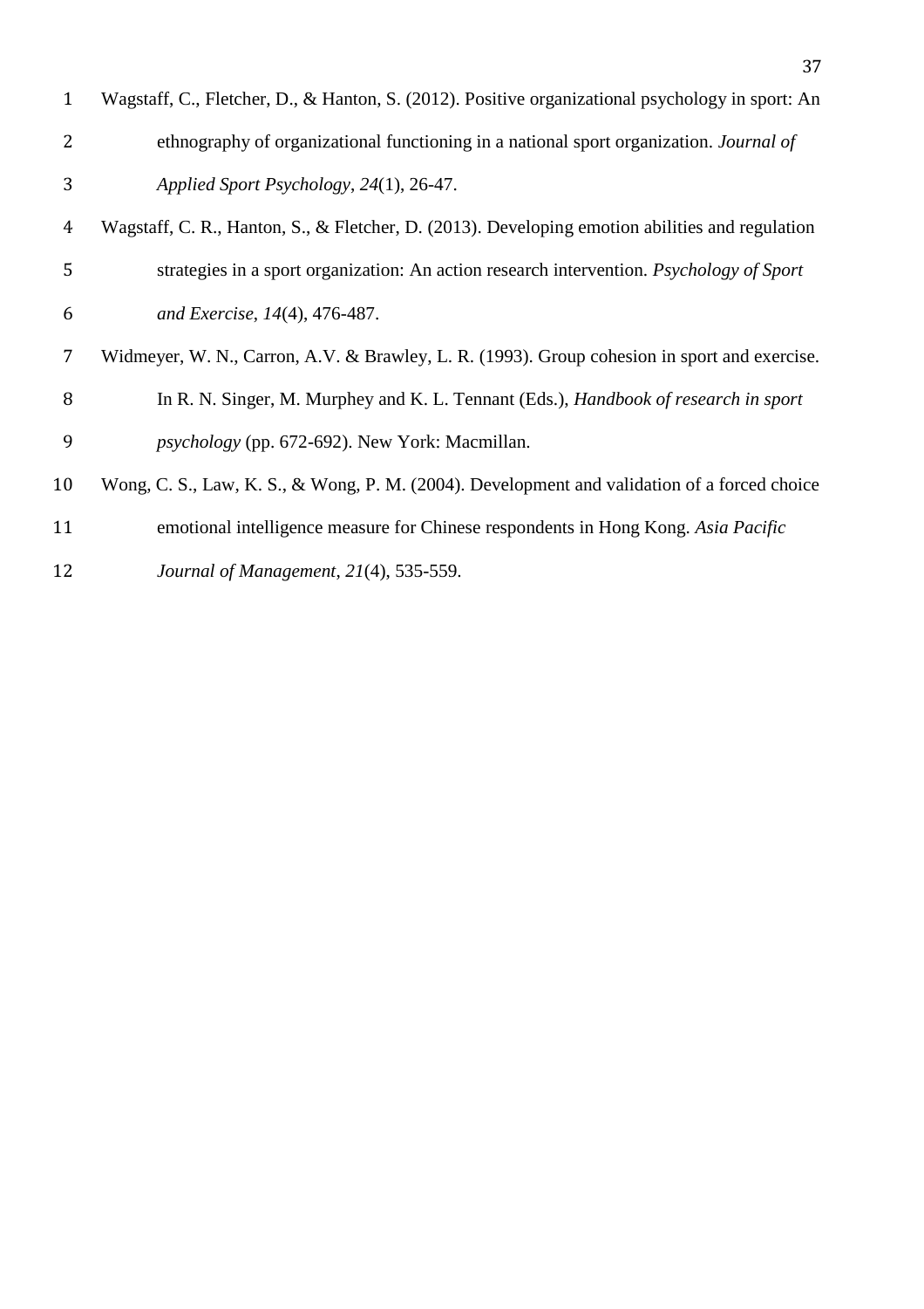Wagstaff, C., Fletcher, D., & Hanton, S. (2012). Positive organizational psychology in sport: An ethnography of organizational functioning in a national sport organization. *Journal of Applied Sport Psychology*, *24*(1), 26-47.

Wagstaff, C. R., Hanton, S., & Fletcher, D. (2013). Developing emotion abilities and regulation strategies in a sport organization: An action research intervention. *Psychology of Sport and Exercise*, *14*(4), 476-487.

Widmeyer, W. N., Carron, A.V. & Brawley, L. R. (1993). Group cohesion in sport and exercise. In R. N. Singer, M. Murphey and K. L. Tennant (Eds.), *Handbook of research in sport psychology* (pp. 672-692). New York: Macmillan.

Wong, C. S., Law, K. S., & Wong, P. M. (2004). Development and validation of a forced choice emotional intelligence measure for Chinese respondents in Hong Kong. *Asia Pacific Journal of Management*, *21*(4), 535-559.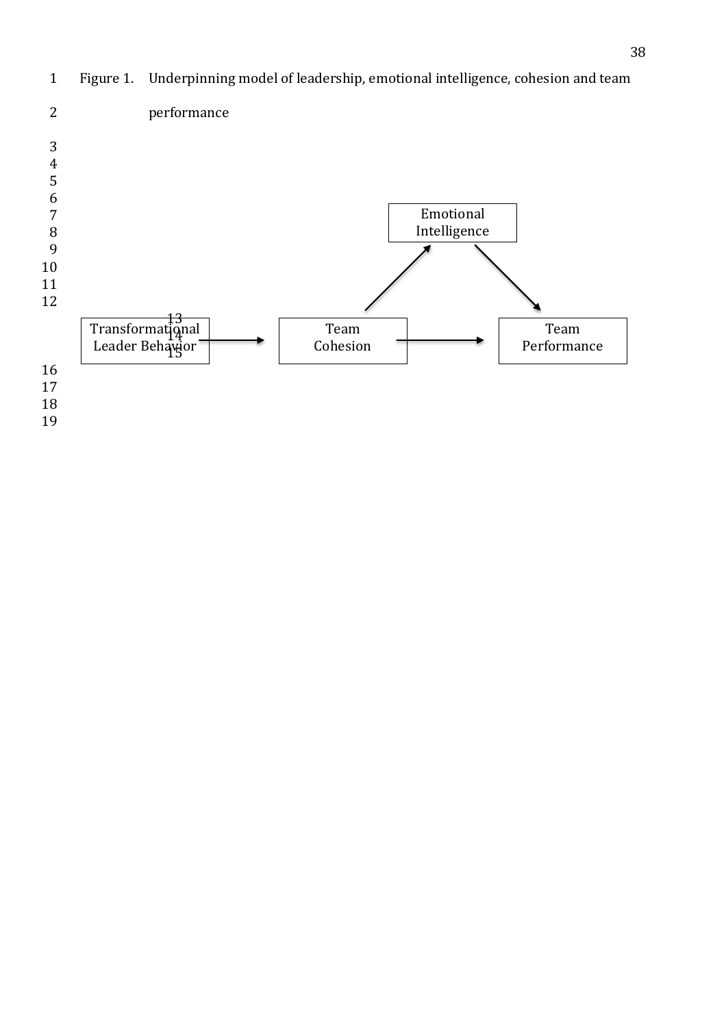Figure 1. Underpinning model of leadership, emotional intelligence, cohesion and team performance

Transformational Leader Behavior → Team Cohesion → Team Performance

Team Cohesion → Emotional Intelligence → Team Performance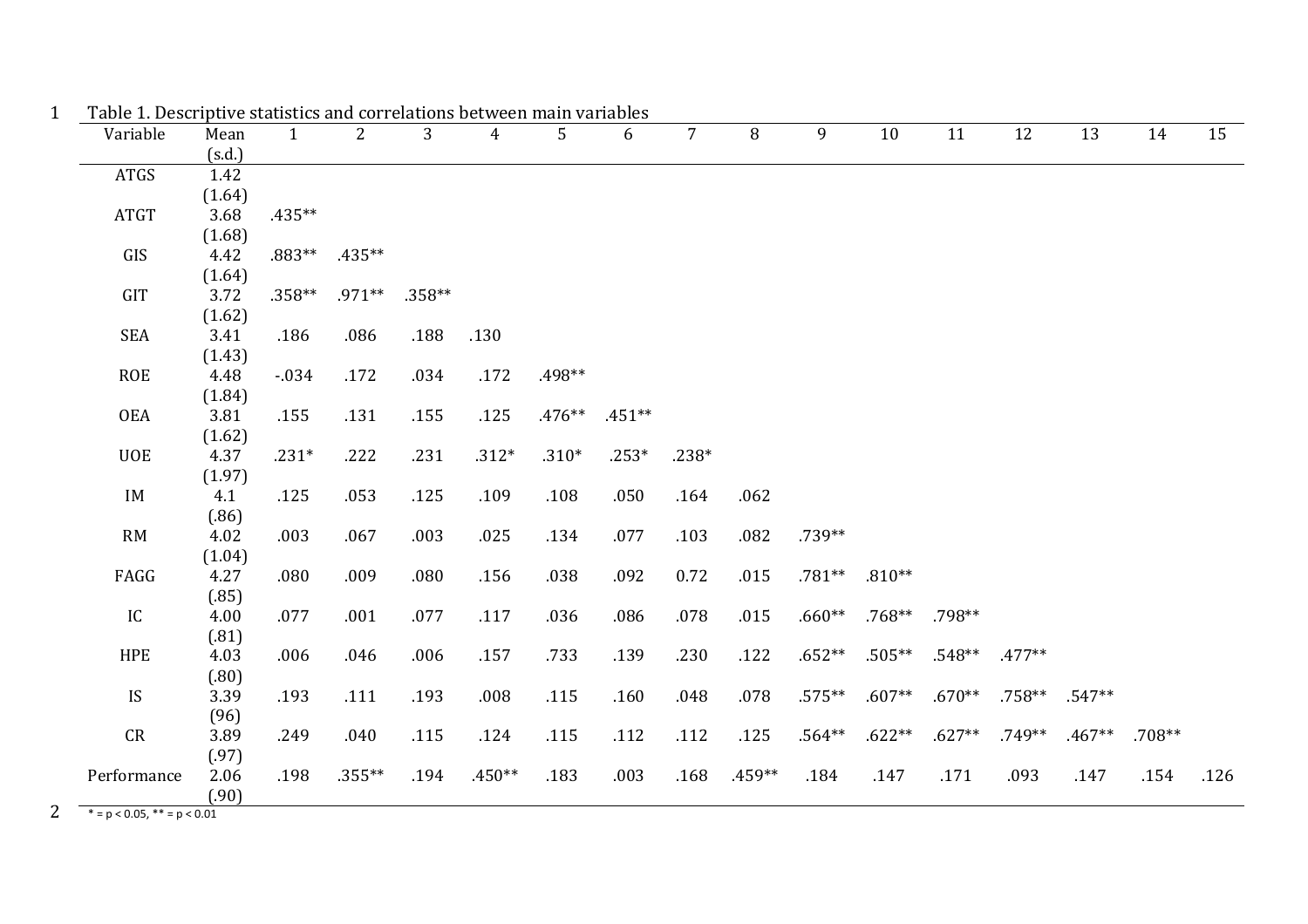Table 1. Descriptive statistics and correlations between main variables

| Variable | Mean (s.d.) | 1 | 2 | 3 | 4 | 5 | 6 | 7 | 8 | 9 | 10 | 11 | 12 | 13 | 14 | 15 |
|---|---|---|---|---|---|---|---|---|---|---|---|---|---|---|---|---|
| ATGS | 1.42 (1.64) | | | | | | | | | | | | | | | |
| ATGT | 3.68 (1.68) | .435** | | | | | | | | | | | | | | |
| GIS | 4.42 (1.64) | .883** | .435** | | | | | | | | | | | | | |
| GIT | 3.72 (1.62) | .358** | .971** | .358** | | | | | | | | | | | | |
| SEA | 3.41 (1.43) | .186 | .086 | .188 | .130 | | | | | | | | | | | |
| ROE | 4.48 (1.84) | -.034 | .172 | .034 | .172 | .498** | | | | | | | | | | |
| OEA | 3.81 (1.62) | .155 | .131 | .155 | .125 | .476** | .451** | | | | | | | | | |
| UOE | 4.37 (1.97) | .231* | .222 | .231 | .312* | .310* | .253* | .238* | | | | | | | | |
| IM | 4.1 (.86) | .125 | .053 | .125 | .109 | .108 | .050 | .164 | .062 | | | | | | | |
| RM | 4.02 (1.04) | .003 | .067 | .003 | .025 | .134 | .077 | .103 | .082 | .739** | | | | | | |
| FAGG | 4.27 (.85) | .080 | .009 | .080 | .156 | .038 | .092 | 0.72 | .015 | .781** | .810** | | | | | |
| IC | 4.00 (.81) | .077 | .001 | .077 | .117 | .036 | .086 | .078 | .015 | .660** | .768** | .798** | | | | |
| HPE | 4.03 (.80) | .006 | .046 | .006 | .157 | .733 | .139 | .230 | .122 | .652** | .505** | .548** | .477** | | | |
| IS | 3.39 (96) | .193 | .111 | .193 | .008 | .115 | .160 | .048 | .078 | .575** | .607** | .670** | .758** | .547** | | |
| CR | 3.89 (.97) | .249 | .040 | .115 | .124 | .115 | .112 | .112 | .125 | .564** | .622** | .627** | .749** | .467** | .708** | |
| Performance | 2.06 (.90) | .198 | .355** | .194 | .450** | .183 | .003 | .168 | .459** | .184 | .147 | .171 | .093 | .147 | .154 | .126 |

* = p < 0.05, ** = p < 0.01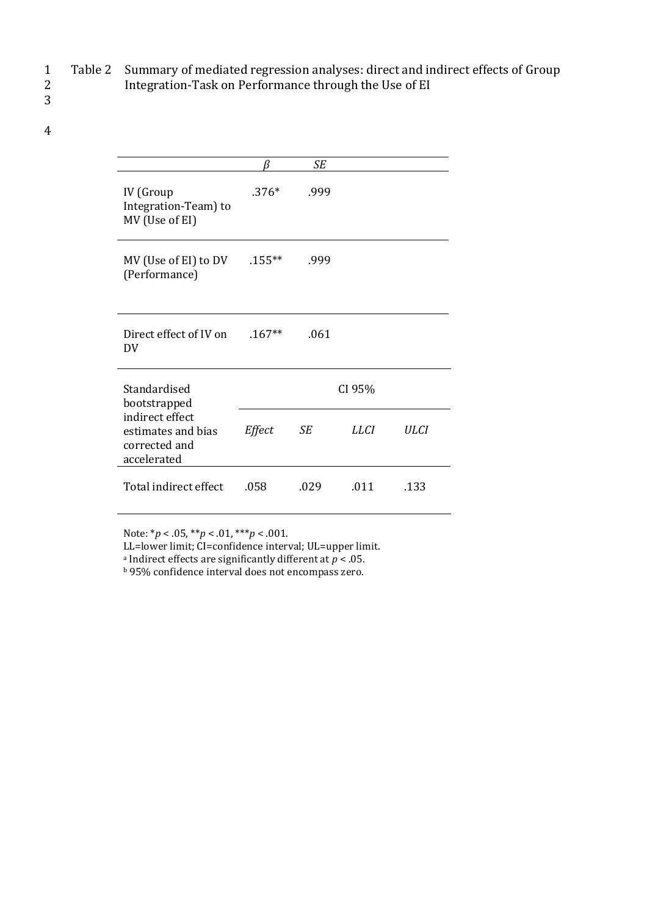Table 2 Summary of mediated regression analyses: direct and indirect effects of Group Integration-Task on Performance through the Use of EI

| | *β* | *SE* | | |
|---|---|---|---|---|
| IV (Group Integration-Team) to MV (Use of EI) | .376* | .999 | | |
| MV (Use of EI) to DV (Performance) | .155** | .999 | | |
| Direct effect of IV on DV | .167** | .061 | | |
| Standardised bootstrapped indirect effect estimates and bias corrected and accelerated | CI 95% | | | |
| | *Effect* | *SE* | *LLCI* | *ULCI* |
| Total indirect effect | .058 | .029 | .011 | .133 |

Note: *$p < .05$, **$p < .01$, ***$p < .001$.
LL=lower limit; CI=confidence interval; UL=upper limit.
[a] Indirect effects are significantly different at $p < .05$.
[b] 95% confidence interval does not encompass zero.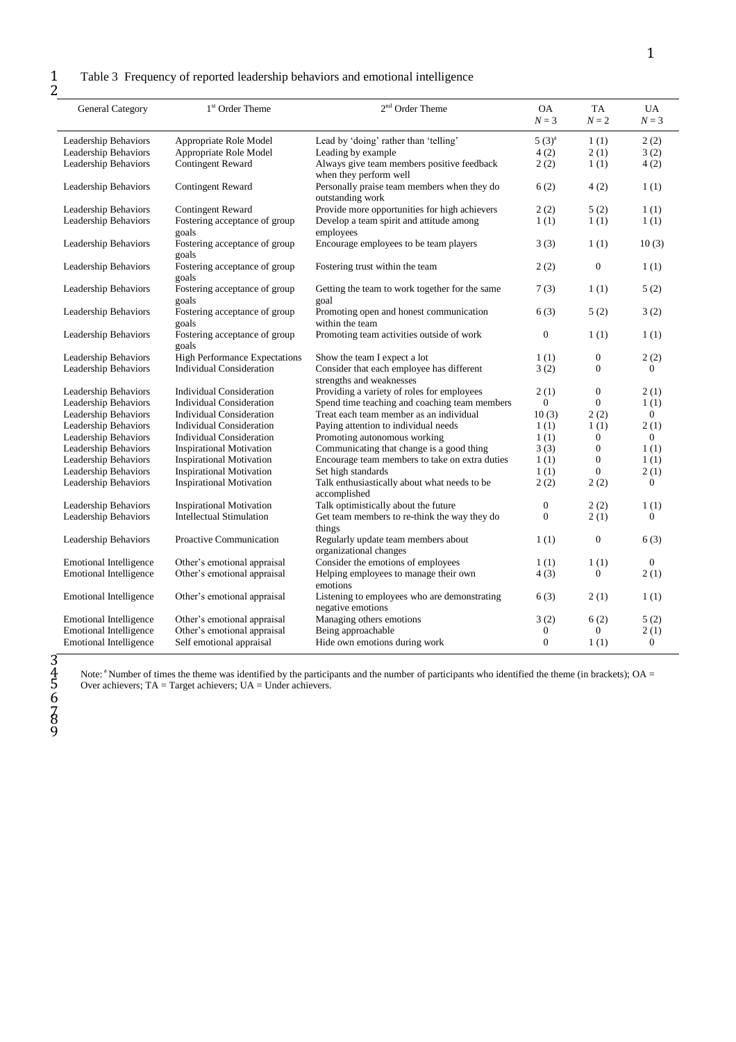Table 3 Frequency of reported leadership behaviors and emotional intelligence

| General Category | 1st Order Theme | 2nd Order Theme | OA $N = 3$ | TA $N = 2$ | UA $N = 3$ |
|---|---|---|---|---|---|
| Leadership Behaviors | Appropriate Role Model | Lead by 'doing' rather than 'telling' | 5 (3)[a] | 1 (1) | 2 (2) |
| Leadership Behaviors | Appropriate Role Model | Leading by example | 4 (2) | 2 (1) | 3 (2) |
| Leadership Behaviors | Contingent Reward | Always give team members positive feedback when they perform well | 2 (2) | 1 (1) | 4 (2) |
| Leadership Behaviors | Contingent Reward | Personally praise team members when they do outstanding work | 6 (2) | 4 (2) | 1 (1) |
| Leadership Behaviors | Contingent Reward | Provide more opportunities for high achievers | 2 (2) | 5 (2) | 1 (1) |
| Leadership Behaviors | Fostering acceptance of group goals | Develop a team spirit and attitude among employees | 1 (1) | 1 (1) | 1 (1) |
| Leadership Behaviors | Fostering acceptance of group goals | Encourage employees to be team players | 3 (3) | 1 (1) | 10 (3) |
| Leadership Behaviors | Fostering acceptance of group goals | Fostering trust within the team | 2 (2) | 0 | 1 (1) |
| Leadership Behaviors | Fostering acceptance of group goals | Getting the team to work together for the same goal | 7 (3) | 1 (1) | 5 (2) |
| Leadership Behaviors | Fostering acceptance of group goals | Promoting open and honest communication within the team | 6 (3) | 5 (2) | 3 (2) |
| Leadership Behaviors | Fostering acceptance of group goals | Promoting team activities outside of work | 0 | 1 (1) | 1 (1) |
| Leadership Behaviors | High Performance Expectations | Show the team I expect a lot | 1 (1) | 0 | 2 (2) |
| Leadership Behaviors | Individual Consideration | Consider that each employee has different strengths and weaknesses | 3 (2) | 0 | 0 |
| Leadership Behaviors | Individual Consideration | Providing a variety of roles for employees | 2 (1) | 0 | 2 (1) |
| Leadership Behaviors | Individual Consideration | Spend time teaching and coaching team members | 0 | 0 | 1 (1) |
| Leadership Behaviors | Individual Consideration | Treat each team member as an individual | 10 (3) | 2 (2) | 0 |
| Leadership Behaviors | Individual Consideration | Paying attention to individual needs | 1 (1) | 1 (1) | 2 (1) |
| Leadership Behaviors | Individual Consideration | Promoting autonomous working | 1 (1) | 0 | 0 |
| Leadership Behaviors | Inspirational Motivation | Communicating that change is a good thing | 3 (3) | 0 | 1 (1) |
| Leadership Behaviors | Inspirational Motivation | Encourage team members to take on extra duties | 1 (1) | 0 | 1 (1) |
| Leadership Behaviors | Inspirational Motivation | Set high standards | 1 (1) | 0 | 2 (1) |
| Leadership Behaviors | Inspirational Motivation | Talk enthusiastically about what needs to be accomplished | 2 (2) | 2 (2) | 0 |
| Leadership Behaviors | Inspirational Motivation | Talk optimistically about the future | 0 | 2 (2) | 1 (1) |
| Leadership Behaviors | Intellectual Stimulation | Get team members to re-think the way they do things | 0 | 2 (1) | 0 |
| Leadership Behaviors | Proactive Communication | Regularly update team members about organizational changes | 1 (1) | 0 | 6 (3) |
| Emotional Intelligence | Other's emotional appraisal | Consider the emotions of employees | 1 (1) | 1 (1) | 0 |
| Emotional Intelligence | Other's emotional appraisal | Helping employees to manage their own emotions | 4 (3) | 0 | 2 (1) |
| Emotional Intelligence | Other's emotional appraisal | Listening to employees who are demonstrating negative emotions | 6 (3) | 2 (1) | 1 (1) |
| Emotional Intelligence | Other's emotional appraisal | Managing others emotions | 3 (2) | 6 (2) | 5 (2) |
| Emotional Intelligence | Other's emotional appraisal | Being approachable | 0 | 0 | 2 (1) |
| Emotional Intelligence | Self emotional appraisal | Hide own emotions during work | 0 | 1 (1) | 0 |

Note: [a] Number of times the theme was identified by the participants and the number of participants who identified the theme (in brackets); OA = Over achievers; TA = Target achievers; UA = Under achievers.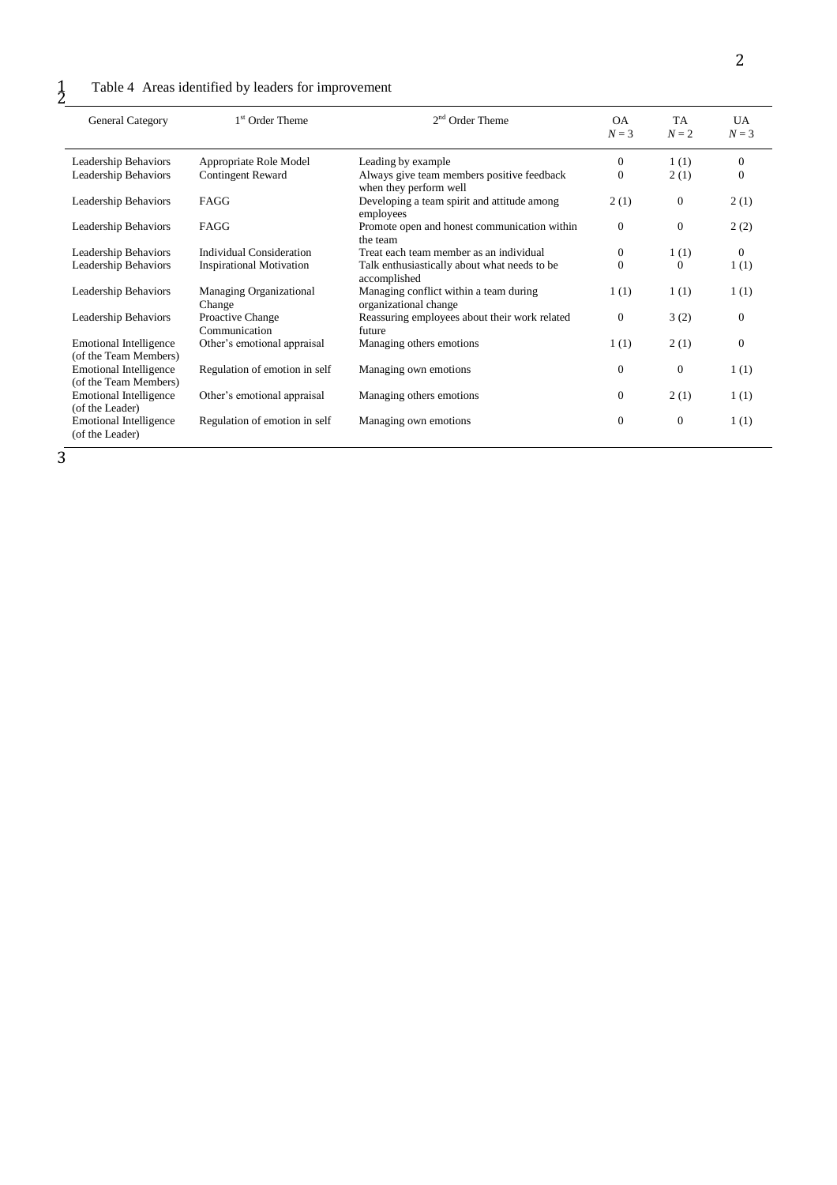Table 4 Areas identified by leaders for improvement

| General Category | 1st Order Theme | 2nd Order Theme | OA $N = 3$ | TA $N = 2$ | UA $N = 3$ |
|---|---|---|---|---|---|
| Leadership Behaviors | Appropriate Role Model | Leading by example | 0 | 1 (1) | 0 |
| Leadership Behaviors | Contingent Reward | Always give team members positive feedback when they perform well | 0 | 2 (1) | 0 |
| Leadership Behaviors | FAGG | Developing a team spirit and attitude among employees | 2 (1) | 0 | 2 (1) |
| Leadership Behaviors | FAGG | Promote open and honest communication within the team | 0 | 0 | 2 (2) |
| Leadership Behaviors | Individual Consideration | Treat each team member as an individual | 0 | 1 (1) | 0 |
| Leadership Behaviors | Inspirational Motivation | Talk enthusiastically about what needs to be accomplished | 0 | 0 | 1 (1) |
| Leadership Behaviors | Managing Organizational Change | Managing conflict within a team during organizational change | 1 (1) | 1 (1) | 1 (1) |
| Leadership Behaviors | Proactive Change Communication | Reassuring employees about their work related future | 0 | 3 (2) | 0 |
| Emotional Intelligence (of the Team Members) | Other's emotional appraisal | Managing others emotions | 1 (1) | 2 (1) | 0 |
| Emotional Intelligence (of the Team Members) | Regulation of emotion in self | Managing own emotions | 0 | 0 | 1 (1) |
| Emotional Intelligence (of the Leader) | Other's emotional appraisal | Managing others emotions | 0 | 2 (1) | 1 (1) |
| Emotional Intelligence (of the Leader) | Regulation of emotion in self | Managing own emotions | 0 | 0 | 1 (1) |